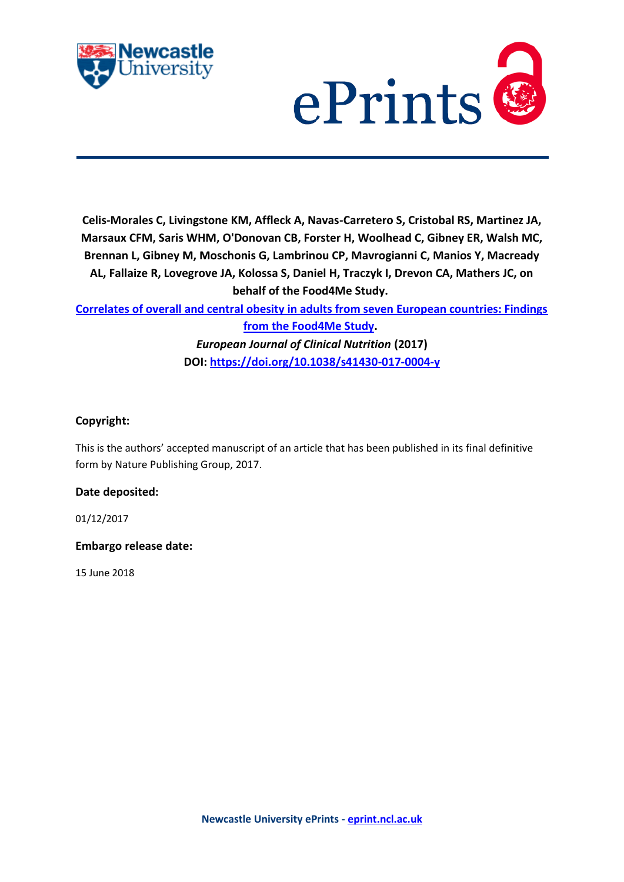**Celis-Morales C, Livingstone KM, Affleck A, Navas-Carretero S, Cristobal RS, Martinez JA, Marsaux CFM, Saris WHM, O'Donovan CB, Forster H, Woolhead C, Gibney ER, Walsh MC, Brennan L, Gibney M, Moschonis G, Lambrinou CP, Mavrogianni C, Manios Y, Macready AL, Fallaize R, Lovegrove JA, Kolossa S, Daniel H, Traczyk I, Drevon CA, Mathers JC, on behalf of the Food4Me Study.**

**Correlates of overall and central obesity in adults from seven European countries: Findings from the Food4Me Study.**

***European Journal of Clinical Nutrition* (2017)**

**DOI: https://doi.org/10.1038/s41430-017-0004-y**

**Copyright:**

This is the authors' accepted manuscript of an article that has been published in its final definitive form by Nature Publishing Group, 2017.

**Date deposited:**

01/12/2017

**Embargo release date:**

15 June 2018

**Newcastle University ePrints - eprint.ncl.ac.uk**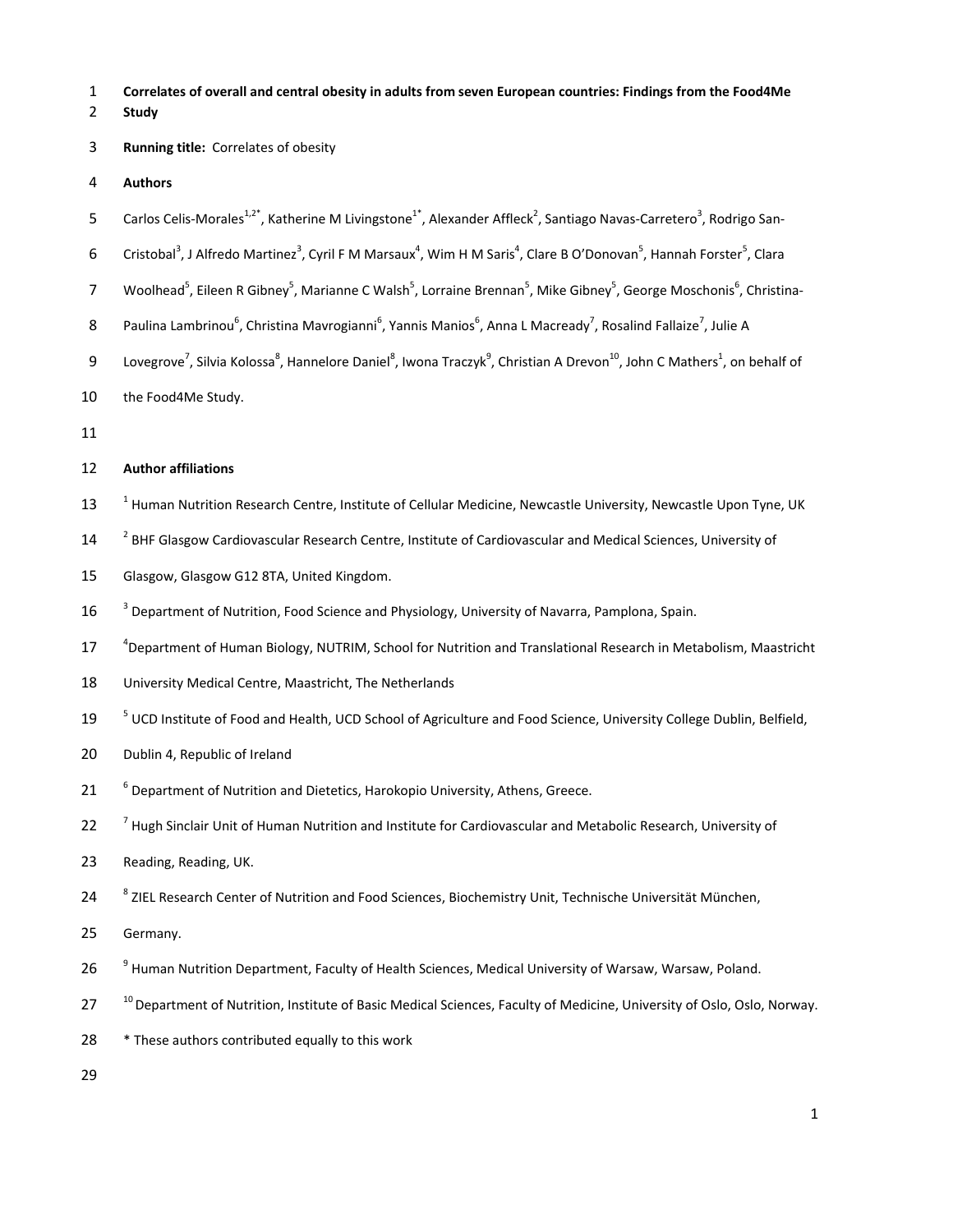# Correlates of overall and central obesity in adults from seven European countries: Findings from the Food4Me Study

**Running title:** Correlates of obesity

**Authors**

Carlos Celis-Morales[1,2*], Katherine M Livingstone[1*], Alexander Affleck[2], Santiago Navas-Carretero[3], Rodrigo San-Cristobal[3], J Alfredo Martinez[3], Cyril F M Marsaux[4], Wim H M Saris[4], Clare B O'Donovan[5], Hannah Forster[5], Clara Woolhead[5], Eileen R Gibney[5], Marianne C Walsh[5], Lorraine Brennan[5], Mike Gibney[5], George Moschonis[6], Christina-Paulina Lambrinou[6], Christina Mavrogianni[6], Yannis Manios[6], Anna L Macready[7], Rosalind Fallaize[7], Julie A Lovegrove[7], Silvia Kolossa[8], Hannelore Daniel[8], Iwona Traczyk[9], Christian A Drevon[10], John C Mathers[1], on behalf of the Food4Me Study.

**Author affiliations**

[1] Human Nutrition Research Centre, Institute of Cellular Medicine, Newcastle University, Newcastle Upon Tyne, UK

[2] BHF Glasgow Cardiovascular Research Centre, Institute of Cardiovascular and Medical Sciences, University of Glasgow, Glasgow G12 8TA, United Kingdom.

[3] Department of Nutrition, Food Science and Physiology, University of Navarra, Pamplona, Spain.

[4] Department of Human Biology, NUTRIM, School for Nutrition and Translational Research in Metabolism, Maastricht University Medical Centre, Maastricht, The Netherlands

[5] UCD Institute of Food and Health, UCD School of Agriculture and Food Science, University College Dublin, Belfield, Dublin 4, Republic of Ireland

[6] Department of Nutrition and Dietetics, Harokopio University, Athens, Greece.

[7] Hugh Sinclair Unit of Human Nutrition and Institute for Cardiovascular and Metabolic Research, University of Reading, Reading, UK.

[8] ZIEL Research Center of Nutrition and Food Sciences, Biochemistry Unit, Technische Universität München, Germany.

[9] Human Nutrition Department, Faculty of Health Sciences, Medical University of Warsaw, Warsaw, Poland.

[10] Department of Nutrition, Institute of Basic Medical Sciences, Faculty of Medicine, University of Oslo, Oslo, Norway.

* These authors contributed equally to this work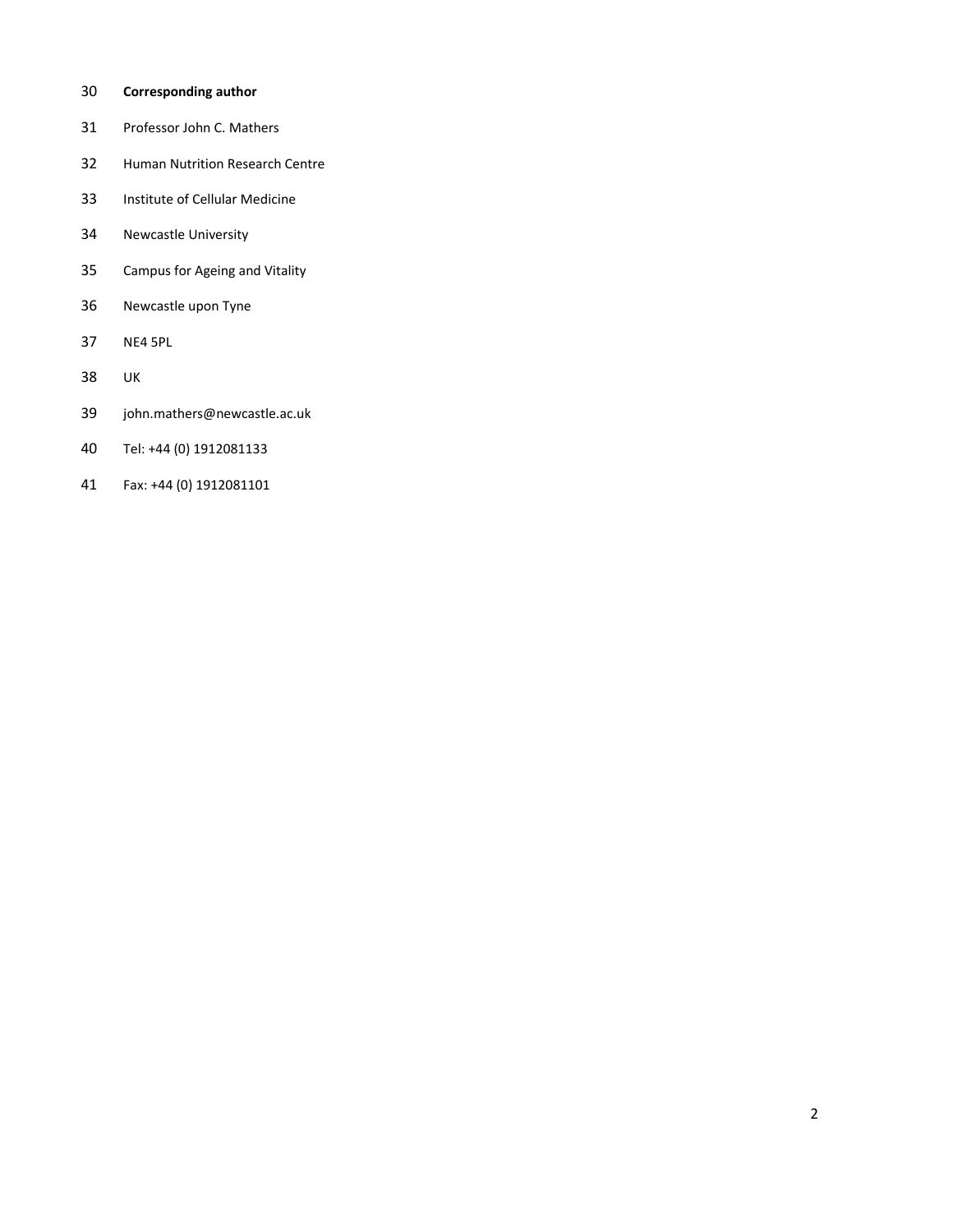**Corresponding author**

Professor John C. Mathers

Human Nutrition Research Centre

Institute of Cellular Medicine

Newcastle University

Campus for Ageing and Vitality

Newcastle upon Tyne

NE4 5PL

UK

john.mathers@newcastle.ac.uk

Tel: +44 (0) 1912081133

Fax: +44 (0) 1912081101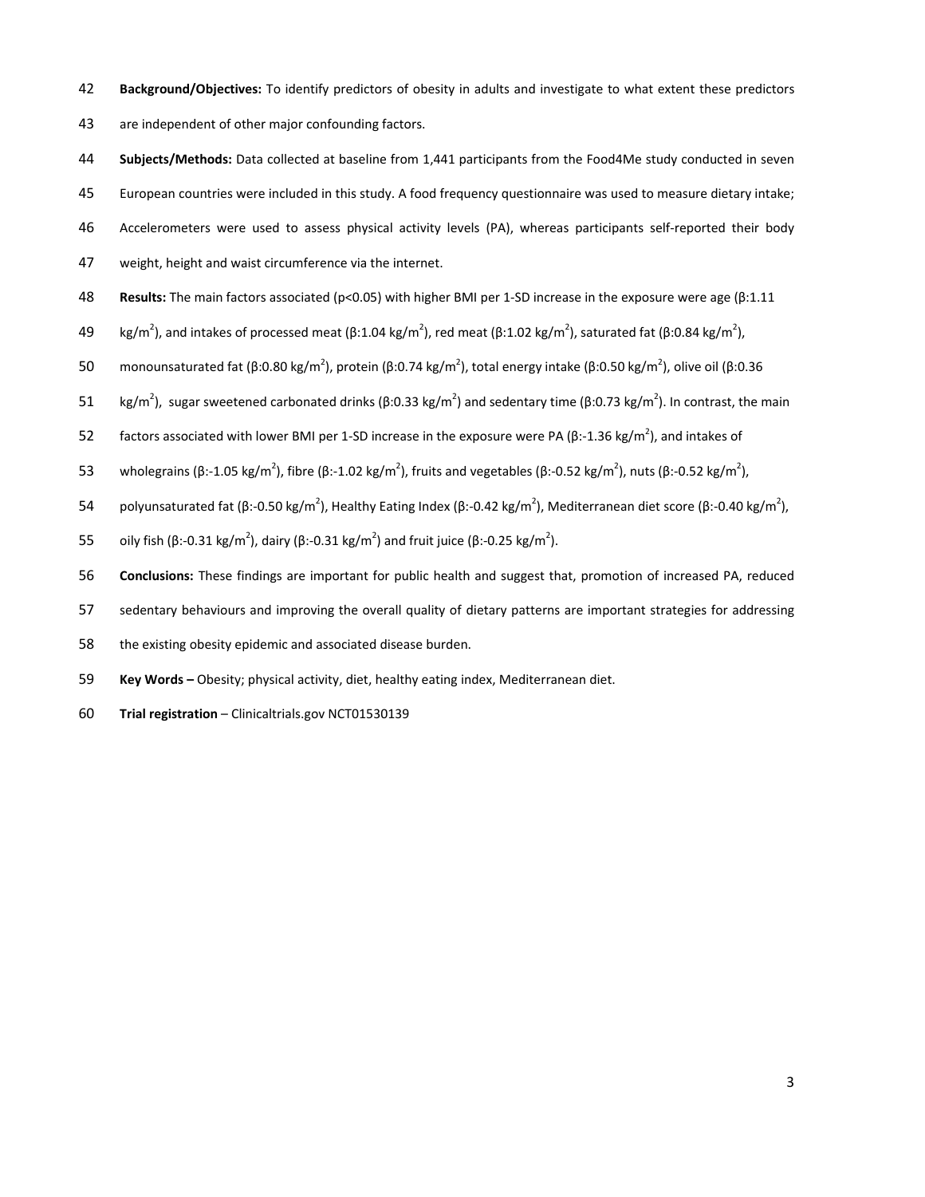**Background/Objectives:** To identify predictors of obesity in adults and investigate to what extent these predictors are independent of other major confounding factors.

**Subjects/Methods:** Data collected at baseline from 1,441 participants from the Food4Me study conducted in seven European countries were included in this study. A food frequency questionnaire was used to measure dietary intake; Accelerometers were used to assess physical activity levels (PA), whereas participants self-reported their body weight, height and waist circumference via the internet.

**Results:** The main factors associated ($p<0.05$) with higher BMI per 1-SD increase in the exposure were age (β:1.11 kg/m$^2$), and intakes of processed meat (β:1.04 kg/m$^2$), red meat (β:1.02 kg/m$^2$), saturated fat (β:0.84 kg/m$^2$), monounsaturated fat (β:0.80 kg/m$^2$), protein (β:0.74 kg/m$^2$), total energy intake (β:0.50 kg/m$^2$), olive oil (β:0.36 kg/m$^2$), sugar sweetened carbonated drinks (β:0.33 kg/m$^2$) and sedentary time (β:0.73 kg/m$^2$). In contrast, the main factors associated with lower BMI per 1-SD increase in the exposure were PA (β:-1.36 kg/m$^2$), and intakes of wholegrains (β:-1.05 kg/m$^2$), fibre (β:-1.02 kg/m$^2$), fruits and vegetables (β:-0.52 kg/m$^2$), nuts (β:-0.52 kg/m$^2$), polyunsaturated fat (β:-0.50 kg/m$^2$), Healthy Eating Index (β:-0.42 kg/m$^2$), Mediterranean diet score (β:-0.40 kg/m$^2$), oily fish (β:-0.31 kg/m$^2$), dairy (β:-0.31 kg/m$^2$) and fruit juice (β:-0.25 kg/m$^2$).

**Conclusions:** These findings are important for public health and suggest that, promotion of increased PA, reduced sedentary behaviours and improving the overall quality of dietary patterns are important strategies for addressing the existing obesity epidemic and associated disease burden.

**Key Words –** Obesity; physical activity, diet, healthy eating index, Mediterranean diet.

**Trial registration** – Clinicaltrials.gov NCT01530139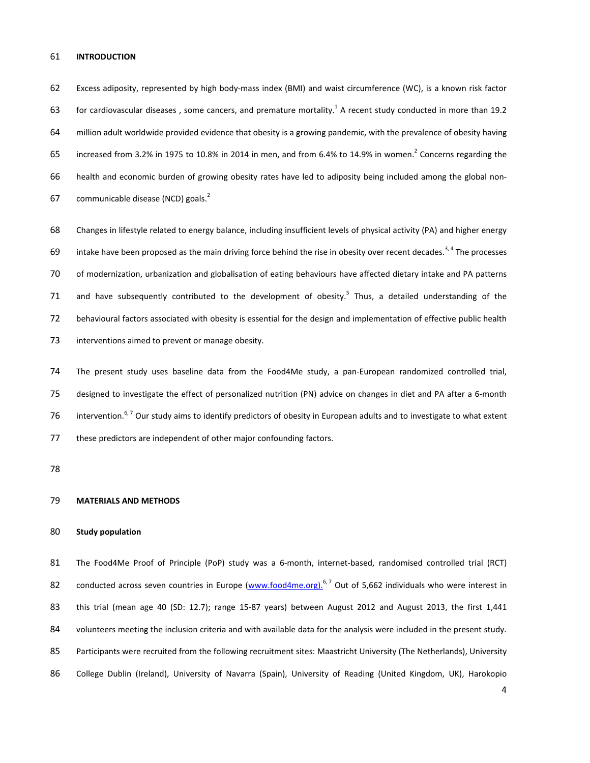## INTRODUCTION

Excess adiposity, represented by high body-mass index (BMI) and waist circumference (WC), is a known risk factor for cardiovascular diseases , some cancers, and premature mortality.[1] A recent study conducted in more than 19.2 million adult worldwide provided evidence that obesity is a growing pandemic, with the prevalence of obesity having increased from 3.2% in 1975 to 10.8% in 2014 in men, and from 6.4% to 14.9% in women.[2] Concerns regarding the health and economic burden of growing obesity rates have led to adiposity being included among the global non-communicable disease (NCD) goals.[2]

Changes in lifestyle related to energy balance, including insufficient levels of physical activity (PA) and higher energy intake have been proposed as the main driving force behind the rise in obesity over recent decades.[3, 4] The processes of modernization, urbanization and globalisation of eating behaviours have affected dietary intake and PA patterns and have subsequently contributed to the development of obesity.[5] Thus, a detailed understanding of the behavioural factors associated with obesity is essential for the design and implementation of effective public health interventions aimed to prevent or manage obesity.

The present study uses baseline data from the Food4Me study, a pan-European randomized controlled trial, designed to investigate the effect of personalized nutrition (PN) advice on changes in diet and PA after a 6-month intervention.[6, 7] Our study aims to identify predictors of obesity in European adults and to investigate to what extent these predictors are independent of other major confounding factors.

## MATERIALS AND METHODS

### Study population

The Food4Me Proof of Principle (PoP) study was a 6-month, internet-based, randomised controlled trial (RCT) conducted across seven countries in Europe (www.food4me.org).[6, 7] Out of 5,662 individuals who were interest in this trial (mean age 40 (SD: 12.7); range 15-87 years) between August 2012 and August 2013, the first 1,441 volunteers meeting the inclusion criteria and with available data for the analysis were included in the present study. Participants were recruited from the following recruitment sites: Maastricht University (The Netherlands), University College Dublin (Ireland), University of Navarra (Spain), University of Reading (United Kingdom, UK), Harokopio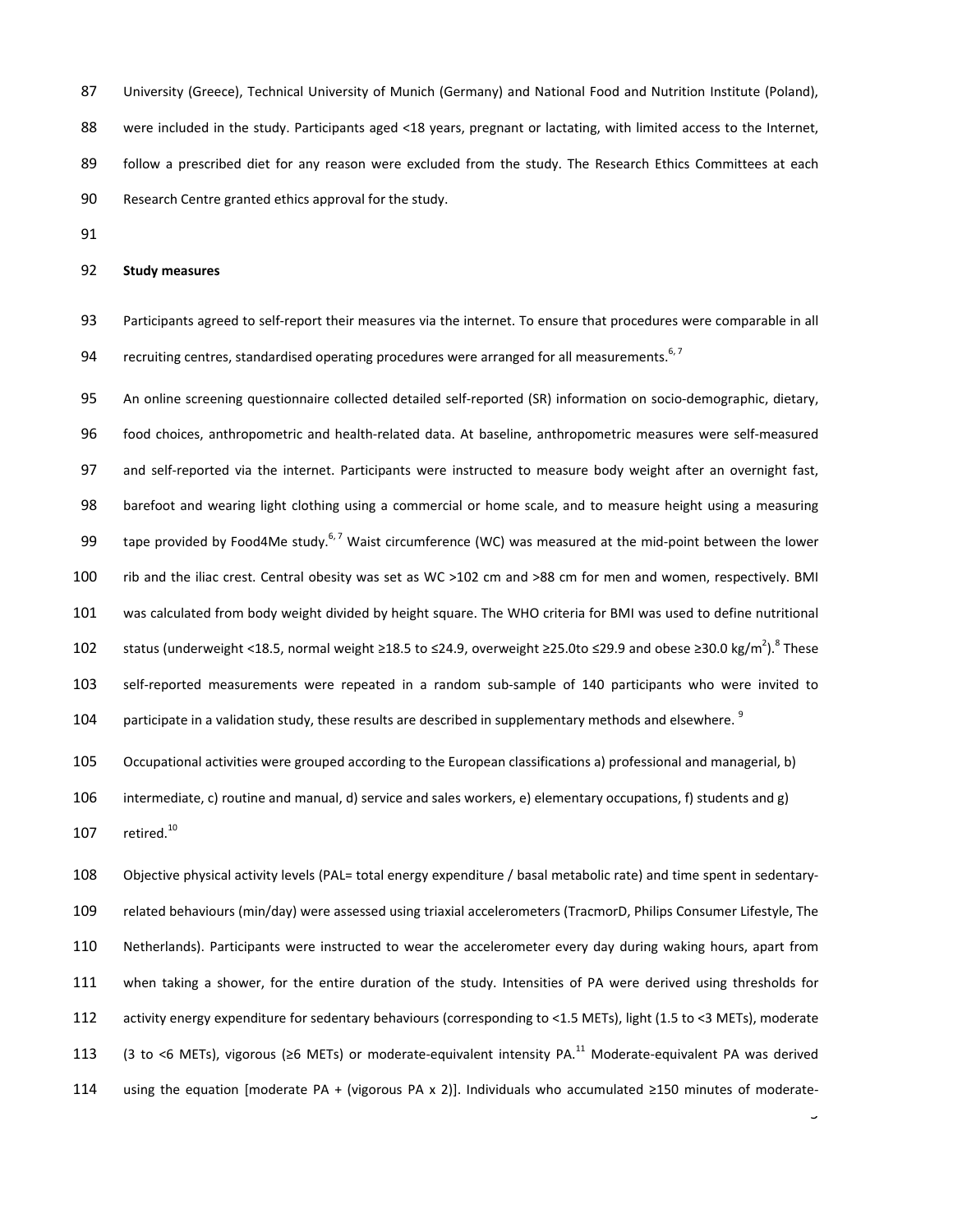University (Greece), Technical University of Munich (Germany) and National Food and Nutrition Institute (Poland), were included in the study. Participants aged <18 years, pregnant or lactating, with limited access to the Internet, follow a prescribed diet for any reason were excluded from the study. The Research Ethics Committees at each Research Centre granted ethics approval for the study.

**Study measures**

Participants agreed to self-report their measures via the internet. To ensure that procedures were comparable in all recruiting centres, standardised operating procedures were arranged for all measurements.[6, 7]

An online screening questionnaire collected detailed self-reported (SR) information on socio-demographic, dietary, food choices, anthropometric and health-related data. At baseline, anthropometric measures were self-measured and self-reported via the internet. Participants were instructed to measure body weight after an overnight fast, barefoot and wearing light clothing using a commercial or home scale, and to measure height using a measuring tape provided by Food4Me study.[6, 7] Waist circumference (WC) was measured at the mid-point between the lower rib and the iliac crest. Central obesity was set as WC >102 cm and >88 cm for men and women, respectively. BMI was calculated from body weight divided by height square. The WHO criteria for BMI was used to define nutritional status (underweight <18.5, normal weight ≥18.5 to ≤24.9, overweight ≥25.0to ≤29.9 and obese ≥30.0 kg/m$^2$).[8] These self-reported measurements were repeated in a random sub-sample of 140 participants who were invited to participate in a validation study, these results are described in supplementary methods and elsewhere. [9]

Occupational activities were grouped according to the European classifications a) professional and managerial, b) intermediate, c) routine and manual, d) service and sales workers, e) elementary occupations, f) students and g) retired.[10]

Objective physical activity levels (PAL= total energy expenditure / basal metabolic rate) and time spent in sedentary-related behaviours (min/day) were assessed using triaxial accelerometers (TracmorD, Philips Consumer Lifestyle, The Netherlands). Participants were instructed to wear the accelerometer every day during waking hours, apart from when taking a shower, for the entire duration of the study. Intensities of PA were derived using thresholds for activity energy expenditure for sedentary behaviours (corresponding to <1.5 METs), light (1.5 to <3 METs), moderate (3 to <6 METs), vigorous (≥6 METs) or moderate-equivalent intensity PA.[11] Moderate-equivalent PA was derived using the equation [moderate PA + (vigorous PA x 2)]. Individuals who accumulated ≥150 minutes of moderate-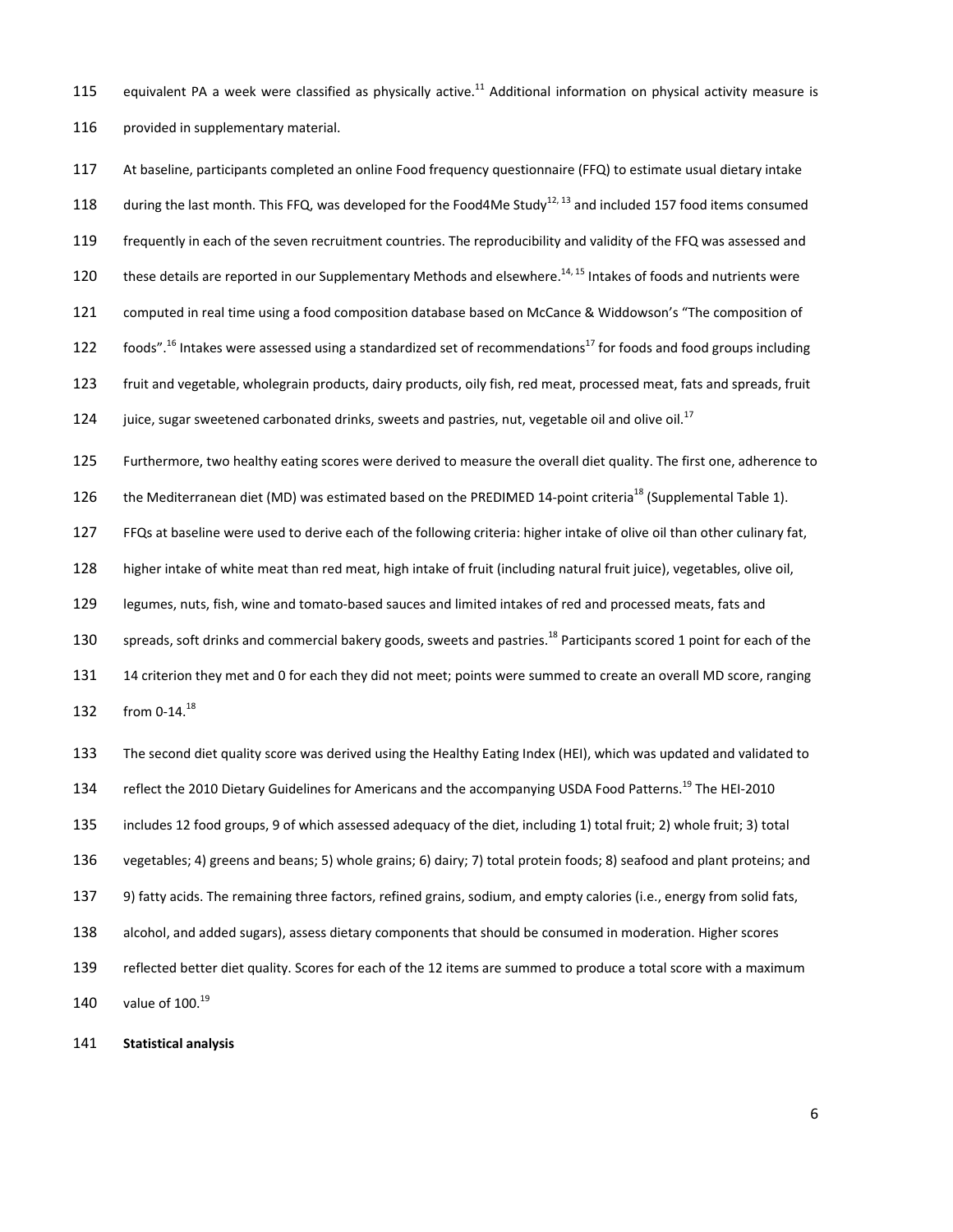equivalent PA a week were classified as physically active.[11] Additional information on physical activity measure is provided in supplementary material.

At baseline, participants completed an online Food frequency questionnaire (FFQ) to estimate usual dietary intake during the last month. This FFQ, was developed for the Food4Me Study[12, 13] and included 157 food items consumed frequently in each of the seven recruitment countries. The reproducibility and validity of the FFQ was assessed and these details are reported in our Supplementary Methods and elsewhere.[14, 15] Intakes of foods and nutrients were computed in real time using a food composition database based on McCance & Widdowson's "The composition of foods".[16] Intakes were assessed using a standardized set of recommendations[17] for foods and food groups including fruit and vegetable, wholegrain products, dairy products, oily fish, red meat, processed meat, fats and spreads, fruit juice, sugar sweetened carbonated drinks, sweets and pastries, nut, vegetable oil and olive oil.[17]

Furthermore, two healthy eating scores were derived to measure the overall diet quality. The first one, adherence to the Mediterranean diet (MD) was estimated based on the PREDIMED 14-point criteria[18] (Supplemental Table 1). FFQs at baseline were used to derive each of the following criteria: higher intake of olive oil than other culinary fat, higher intake of white meat than red meat, high intake of fruit (including natural fruit juice), vegetables, olive oil, legumes, nuts, fish, wine and tomato-based sauces and limited intakes of red and processed meats, fats and spreads, soft drinks and commercial bakery goods, sweets and pastries.[18] Participants scored 1 point for each of the 14 criterion they met and 0 for each they did not meet; points were summed to create an overall MD score, ranging from 0-14.[18]

The second diet quality score was derived using the Healthy Eating Index (HEI), which was updated and validated to reflect the 2010 Dietary Guidelines for Americans and the accompanying USDA Food Patterns.[19] The HEI-2010 includes 12 food groups, 9 of which assessed adequacy of the diet, including 1) total fruit; 2) whole fruit; 3) total vegetables; 4) greens and beans; 5) whole grains; 6) dairy; 7) total protein foods; 8) seafood and plant proteins; and 9) fatty acids. The remaining three factors, refined grains, sodium, and empty calories (i.e., energy from solid fats, alcohol, and added sugars), assess dietary components that should be consumed in moderation. Higher scores reflected better diet quality. Scores for each of the 12 items are summed to produce a total score with a maximum value of 100.[19]

**Statistical analysis**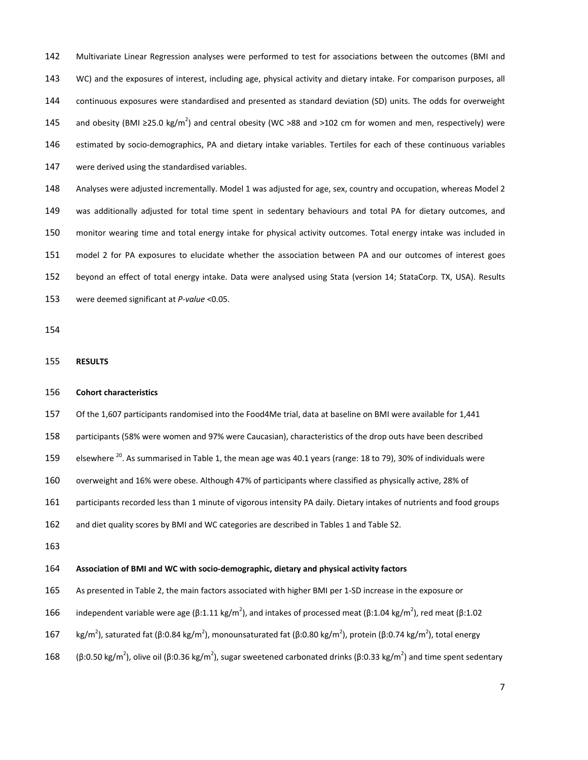Multivariate Linear Regression analyses were performed to test for associations between the outcomes (BMI and WC) and the exposures of interest, including age, physical activity and dietary intake. For comparison purposes, all continuous exposures were standardised and presented as standard deviation (SD) units. The odds for overweight and obesity (BMI ≥25.0 kg/m$^2$) and central obesity (WC >88 and >102 cm for women and men, respectively) were estimated by socio-demographics, PA and dietary intake variables. Tertiles for each of these continuous variables were derived using the standardised variables.

Analyses were adjusted incrementally. Model 1 was adjusted for age, sex, country and occupation, whereas Model 2 was additionally adjusted for total time spent in sedentary behaviours and total PA for dietary outcomes, and monitor wearing time and total energy intake for physical activity outcomes. Total energy intake was included in model 2 for PA exposures to elucidate whether the association between PA and our outcomes of interest goes beyond an effect of total energy intake. Data were analysed using Stata (version 14; StataCorp. TX, USA). Results were deemed significant at *P-value* <0.05.

**RESULTS**

**Cohort characteristics**

Of the 1,607 participants randomised into the Food4Me trial, data at baseline on BMI were available for 1,441 participants (58% were women and 97% were Caucasian), characteristics of the drop outs have been described elsewhere [20]. As summarised in Table 1, the mean age was 40.1 years (range: 18 to 79), 30% of individuals were overweight and 16% were obese. Although 47% of participants where classified as physically active, 28% of participants recorded less than 1 minute of vigorous intensity PA daily. Dietary intakes of nutrients and food groups and diet quality scores by BMI and WC categories are described in Tables 1 and Table S2.

**Association of BMI and WC with socio-demographic, dietary and physical activity factors**

As presented in Table 2, the main factors associated with higher BMI per 1-SD increase in the exposure or independent variable were age (β:1.11 kg/m$^2$), and intakes of processed meat (β:1.04 kg/m$^2$), red meat (β:1.02 kg/m$^2$), saturated fat (β:0.84 kg/m$^2$), monounsaturated fat (β:0.80 kg/m$^2$), protein (β:0.74 kg/m$^2$), total energy (β:0.50 kg/m$^2$), olive oil (β:0.36 kg/m$^2$), sugar sweetened carbonated drinks (β:0.33 kg/m$^2$) and time spent sedentary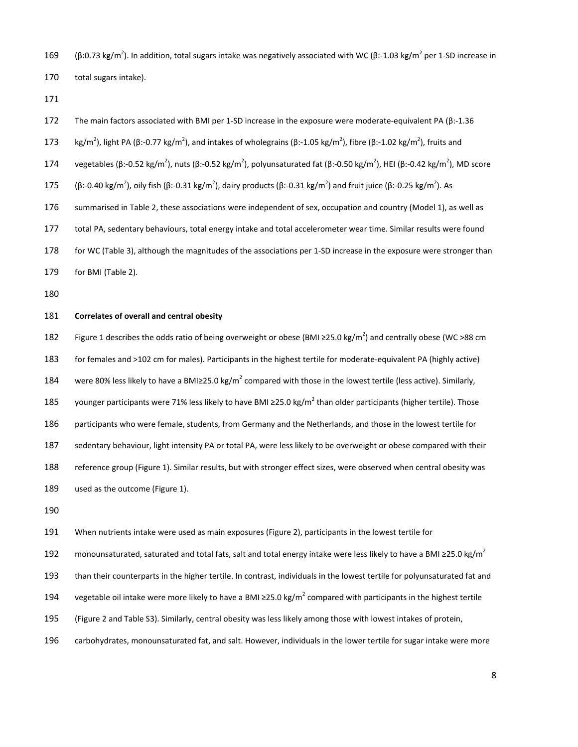(β:0.73 kg/m$^2$). In addition, total sugars intake was negatively associated with WC (β:-1.03 kg/m$^2$ per 1-SD increase in total sugars intake).

The main factors associated with BMI per 1-SD increase in the exposure were moderate-equivalent PA (β:-1.36 kg/m$^2$), light PA (β:-0.77 kg/m$^2$), and intakes of wholegrains (β:-1.05 kg/m$^2$), fibre (β:-1.02 kg/m$^2$), fruits and vegetables (β:-0.52 kg/m$^2$), nuts (β:-0.52 kg/m$^2$), polyunsaturated fat (β:-0.50 kg/m$^2$), HEI (β:-0.42 kg/m$^2$), MD score (β:-0.40 kg/m$^2$), oily fish (β:-0.31 kg/m$^2$), dairy products (β:-0.31 kg/m$^2$) and fruit juice (β:-0.25 kg/m$^2$). As summarised in Table 2, these associations were independent of sex, occupation and country (Model 1), as well as total PA, sedentary behaviours, total energy intake and total accelerometer wear time. Similar results were found for WC (Table 3), although the magnitudes of the associations per 1-SD increase in the exposure were stronger than for BMI (Table 2).

**Correlates of overall and central obesity**

Figure 1 describes the odds ratio of being overweight or obese (BMI ≥25.0 kg/m$^2$) and centrally obese (WC >88 cm for females and >102 cm for males). Participants in the highest tertile for moderate-equivalent PA (highly active) were 80% less likely to have a BMI≥25.0 kg/m$^2$ compared with those in the lowest tertile (less active). Similarly, younger participants were 71% less likely to have BMI ≥25.0 kg/m$^2$ than older participants (higher tertile). Those participants who were female, students, from Germany and the Netherlands, and those in the lowest tertile for sedentary behaviour, light intensity PA or total PA, were less likely to be overweight or obese compared with their reference group (Figure 1). Similar results, but with stronger effect sizes, were observed when central obesity was used as the outcome (Figure 1).

When nutrients intake were used as main exposures (Figure 2), participants in the lowest tertile for monounsaturated, saturated and total fats, salt and total energy intake were less likely to have a BMI ≥25.0 kg/m$^2$ than their counterparts in the higher tertile. In contrast, individuals in the lowest tertile for polyunsaturated fat and vegetable oil intake were more likely to have a BMI ≥25.0 kg/m$^2$ compared with participants in the highest tertile (Figure 2 and Table S3). Similarly, central obesity was less likely among those with lowest intakes of protein, carbohydrates, monounsaturated fat, and salt. However, individuals in the lower tertile for sugar intake were more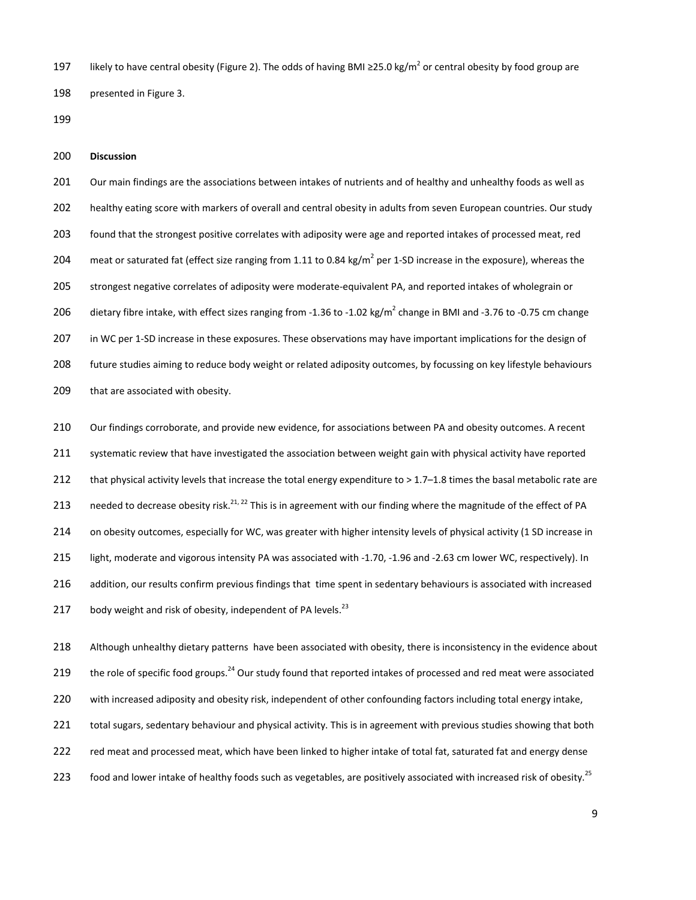likely to have central obesity (Figure 2). The odds of having BMI ≥25.0 kg/m$^2$ or central obesity by food group are presented in Figure 3.

## Discussion

Our main findings are the associations between intakes of nutrients and of healthy and unhealthy foods as well as healthy eating score with markers of overall and central obesity in adults from seven European countries. Our study found that the strongest positive correlates with adiposity were age and reported intakes of processed meat, red meat or saturated fat (effect size ranging from 1.11 to 0.84 kg/m$^2$ per 1-SD increase in the exposure), whereas the strongest negative correlates of adiposity were moderate-equivalent PA, and reported intakes of wholegrain or dietary fibre intake, with effect sizes ranging from -1.36 to -1.02 kg/m$^2$ change in BMI and -3.76 to -0.75 cm change in WC per 1-SD increase in these exposures. These observations may have important implications for the design of future studies aiming to reduce body weight or related adiposity outcomes, by focussing on key lifestyle behaviours that are associated with obesity.

Our findings corroborate, and provide new evidence, for associations between PA and obesity outcomes. A recent systematic review that have investigated the association between weight gain with physical activity have reported that physical activity levels that increase the total energy expenditure to > 1.7–1.8 times the basal metabolic rate are needed to decrease obesity risk.[21, 22] This is in agreement with our finding where the magnitude of the effect of PA on obesity outcomes, especially for WC, was greater with higher intensity levels of physical activity (1 SD increase in light, moderate and vigorous intensity PA was associated with -1.70, -1.96 and -2.63 cm lower WC, respectively). In addition, our results confirm previous findings that time spent in sedentary behaviours is associated with increased body weight and risk of obesity, independent of PA levels.[23]

Although unhealthy dietary patterns have been associated with obesity, there is inconsistency in the evidence about the role of specific food groups.[24] Our study found that reported intakes of processed and red meat were associated with increased adiposity and obesity risk, independent of other confounding factors including total energy intake, total sugars, sedentary behaviour and physical activity. This is in agreement with previous studies showing that both red meat and processed meat, which have been linked to higher intake of total fat, saturated fat and energy dense food and lower intake of healthy foods such as vegetables, are positively associated with increased risk of obesity.[25]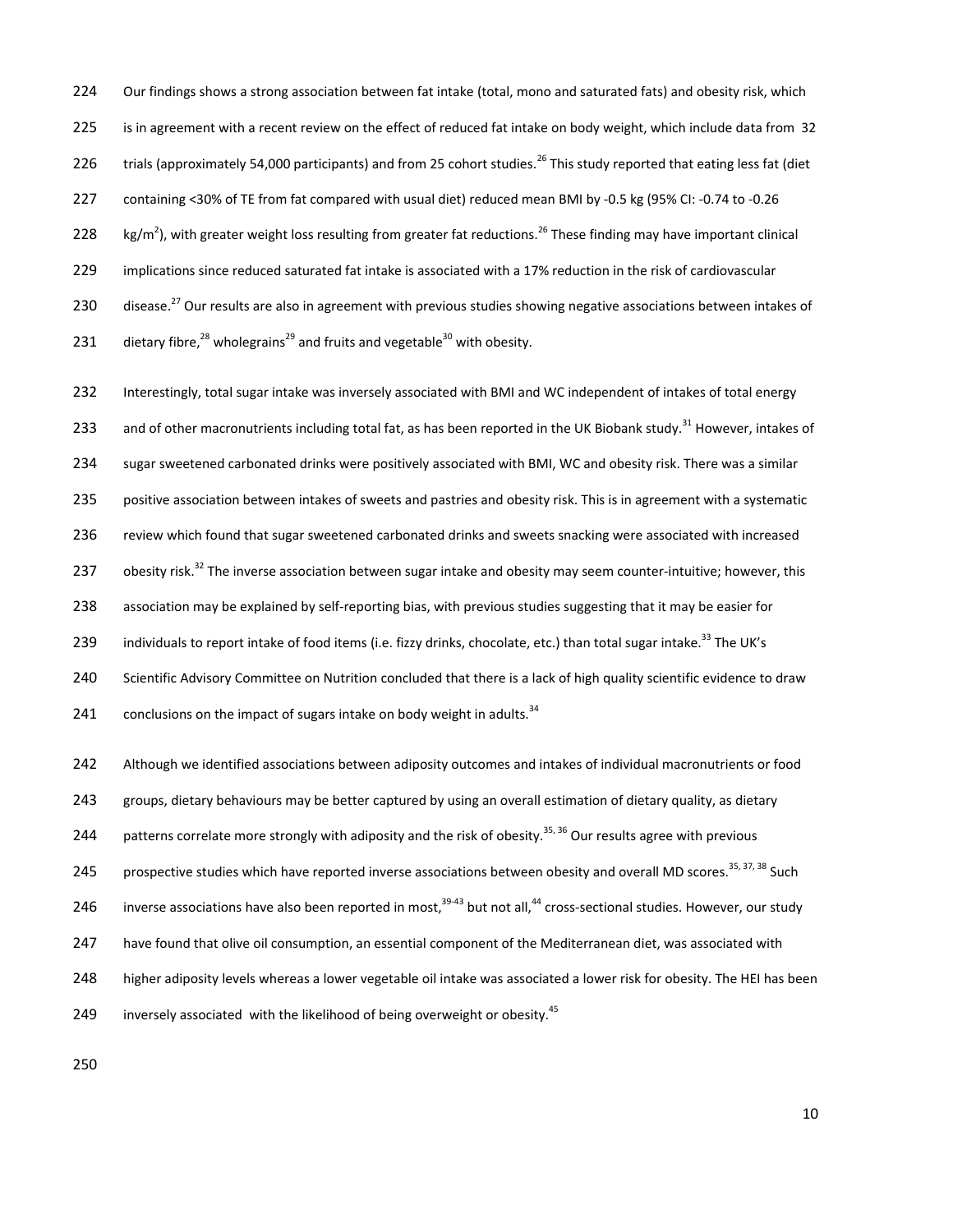Our findings shows a strong association between fat intake (total, mono and saturated fats) and obesity risk, which is in agreement with a recent review on the effect of reduced fat intake on body weight, which include data from 32 trials (approximately 54,000 participants) and from 25 cohort studies.[26] This study reported that eating less fat (diet containing <30% of TE from fat compared with usual diet) reduced mean BMI by -0.5 kg (95% CI: -0.74 to -0.26 kg/m$^2$), with greater weight loss resulting from greater fat reductions.[26] These finding may have important clinical implications since reduced saturated fat intake is associated with a 17% reduction in the risk of cardiovascular disease.[27] Our results are also in agreement with previous studies showing negative associations between intakes of dietary fibre,[28] wholegrains[29] and fruits and vegetable[30] with obesity.

Interestingly, total sugar intake was inversely associated with BMI and WC independent of intakes of total energy and of other macronutrients including total fat, as has been reported in the UK Biobank study.[31] However, intakes of sugar sweetened carbonated drinks were positively associated with BMI, WC and obesity risk. There was a similar positive association between intakes of sweets and pastries and obesity risk. This is in agreement with a systematic review which found that sugar sweetened carbonated drinks and sweets snacking were associated with increased obesity risk.[32] The inverse association between sugar intake and obesity may seem counter-intuitive; however, this association may be explained by self-reporting bias, with previous studies suggesting that it may be easier for individuals to report intake of food items (i.e. fizzy drinks, chocolate, etc.) than total sugar intake.[33] The UK's Scientific Advisory Committee on Nutrition concluded that there is a lack of high quality scientific evidence to draw conclusions on the impact of sugars intake on body weight in adults.[34]

Although we identified associations between adiposity outcomes and intakes of individual macronutrients or food groups, dietary behaviours may be better captured by using an overall estimation of dietary quality, as dietary patterns correlate more strongly with adiposity and the risk of obesity.[35, 36] Our results agree with previous prospective studies which have reported inverse associations between obesity and overall MD scores.[35, 37, 38] Such inverse associations have also been reported in most,[39-43] but not all,[44] cross-sectional studies. However, our study have found that olive oil consumption, an essential component of the Mediterranean diet, was associated with higher adiposity levels whereas a lower vegetable oil intake was associated a lower risk for obesity. The HEI has been inversely associated with the likelihood of being overweight or obesity.[45]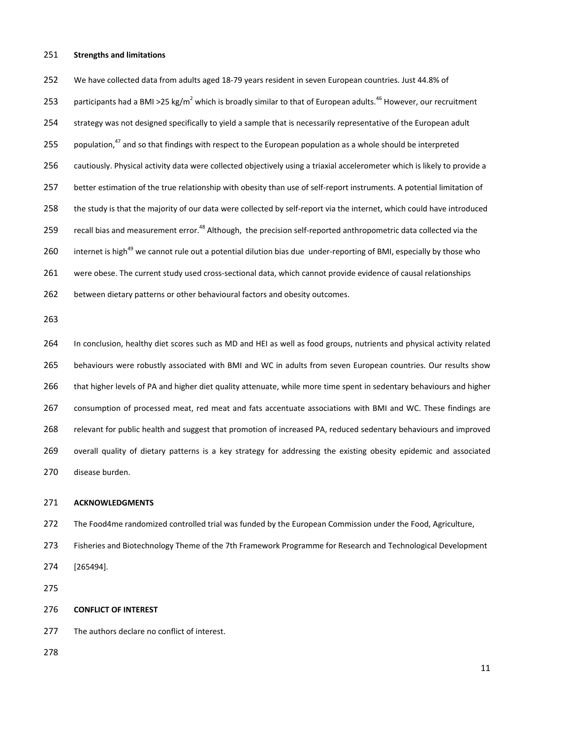**Strengths and limitations**

We have collected data from adults aged 18-79 years resident in seven European countries. Just 44.8% of participants had a BMI >25 kg/m$^2$ which is broadly similar to that of European adults.[46] However, our recruitment strategy was not designed specifically to yield a sample that is necessarily representative of the European adult population,[47] and so that findings with respect to the European population as a whole should be interpreted cautiously. Physical activity data were collected objectively using a triaxial accelerometer which is likely to provide a better estimation of the true relationship with obesity than use of self-report instruments. A potential limitation of the study is that the majority of our data were collected by self-report via the internet, which could have introduced recall bias and measurement error.[48] Although, the precision self-reported anthropometric data collected via the internet is high[49] we cannot rule out a potential dilution bias due under-reporting of BMI, especially by those who were obese. The current study used cross-sectional data, which cannot provide evidence of causal relationships between dietary patterns or other behavioural factors and obesity outcomes.

In conclusion, healthy diet scores such as MD and HEI as well as food groups, nutrients and physical activity related behaviours were robustly associated with BMI and WC in adults from seven European countries. Our results show that higher levels of PA and higher diet quality attenuate, while more time spent in sedentary behaviours and higher consumption of processed meat, red meat and fats accentuate associations with BMI and WC. These findings are relevant for public health and suggest that promotion of increased PA, reduced sedentary behaviours and improved overall quality of dietary patterns is a key strategy for addressing the existing obesity epidemic and associated disease burden.

**ACKNOWLEDGMENTS**

The Food4me randomized controlled trial was funded by the European Commission under the Food, Agriculture, Fisheries and Biotechnology Theme of the 7th Framework Programme for Research and Technological Development [265494].

**CONFLICT OF INTEREST**

The authors declare no conflict of interest.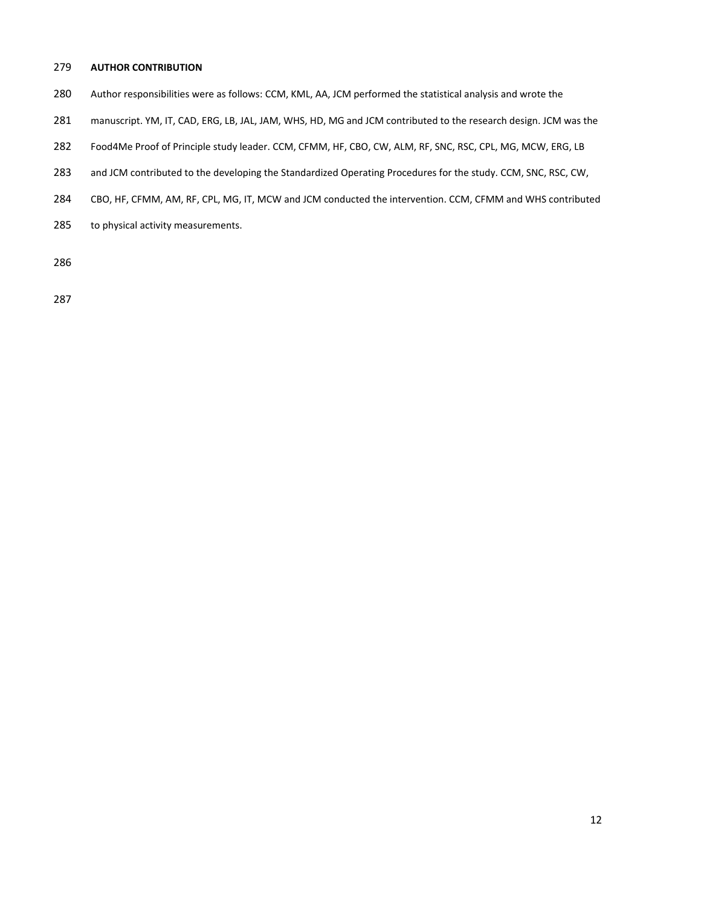**AUTHOR CONTRIBUTION**

Author responsibilities were as follows: CCM, KML, AA, JCM performed the statistical analysis and wrote the manuscript. YM, IT, CAD, ERG, LB, JAL, JAM, WHS, HD, MG and JCM contributed to the research design. JCM was the Food4Me Proof of Principle study leader. CCM, CFMM, HF, CBO, CW, ALM, RF, SNC, RSC, CPL, MG, MCW, ERG, LB and JCM contributed to the developing the Standardized Operating Procedures for the study. CCM, SNC, RSC, CW, CBO, HF, CFMM, AM, RF, CPL, MG, IT, MCW and JCM conducted the intervention. CCM, CFMM and WHS contributed to physical activity measurements.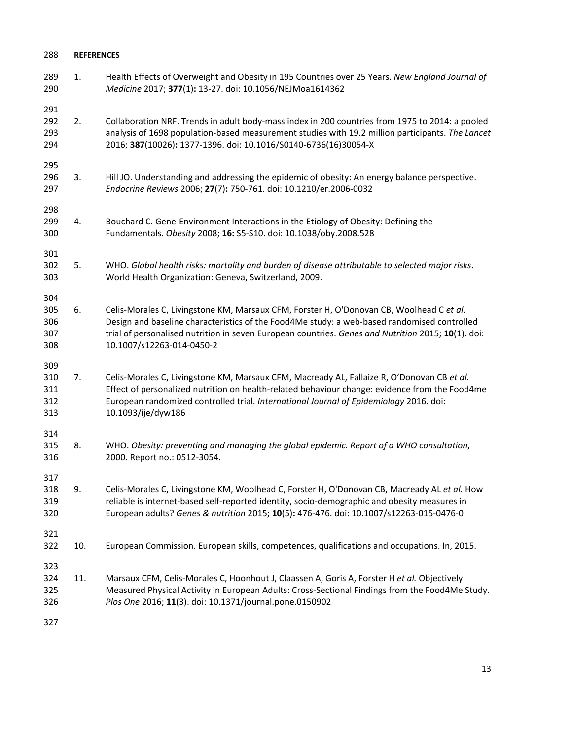**REFERENCES**

1. Health Effects of Overweight and Obesity in 195 Countries over 25 Years. *New England Journal of Medicine* 2017; **377**(1)**:** 13-27. doi: 10.1056/NEJMoa1614362

2. Collaboration NRF. Trends in adult body-mass index in 200 countries from 1975 to 2014: a pooled analysis of 1698 population-based measurement studies with 19.2 million participants. *The Lancet* 2016; **387**(10026)**:** 1377-1396. doi: 10.1016/S0140-6736(16)30054-X

3. Hill JO. Understanding and addressing the epidemic of obesity: An energy balance perspective. *Endocrine Reviews* 2006; **27**(7)**:** 750-761. doi: 10.1210/er.2006-0032

4. Bouchard C. Gene-Environment Interactions in the Etiology of Obesity: Defining the Fundamentals. *Obesity* 2008; **16:** S5-S10. doi: 10.1038/oby.2008.528

5. WHO. *Global health risks: mortality and burden of disease attributable to selected major risks*. World Health Organization: Geneva, Switzerland, 2009.

6. Celis-Morales C, Livingstone KM, Marsaux CFM, Forster H, O'Donovan CB, Woolhead C *et al.* Design and baseline characteristics of the Food4Me study: a web-based randomised controlled trial of personalised nutrition in seven European countries. *Genes and Nutrition* 2015; **10**(1). doi: 10.1007/s12263-014-0450-2

7. Celis-Morales C, Livingstone KM, Marsaux CFM, Macready AL, Fallaize R, O'Donovan CB *et al.* Effect of personalized nutrition on health-related behaviour change: evidence from the Food4me European randomized controlled trial. *International Journal of Epidemiology* 2016. doi: 10.1093/ije/dyw186

8. WHO. *Obesity: preventing and managing the global epidemic. Report of a WHO consultation*, 2000. Report no.: 0512-3054.

9. Celis-Morales C, Livingstone KM, Woolhead C, Forster H, O'Donovan CB, Macready AL *et al.* How reliable is internet-based self-reported identity, socio-demographic and obesity measures in European adults? *Genes & nutrition* 2015; **10**(5)**:** 476-476. doi: 10.1007/s12263-015-0476-0

10. European Commission. European skills, competences, qualifications and occupations. In, 2015.

11. Marsaux CFM, Celis-Morales C, Hoonhout J, Claassen A, Goris A, Forster H *et al.* Objectively Measured Physical Activity in European Adults: Cross-Sectional Findings from the Food4Me Study. *Plos One* 2016; **11**(3). doi: 10.1371/journal.pone.0150902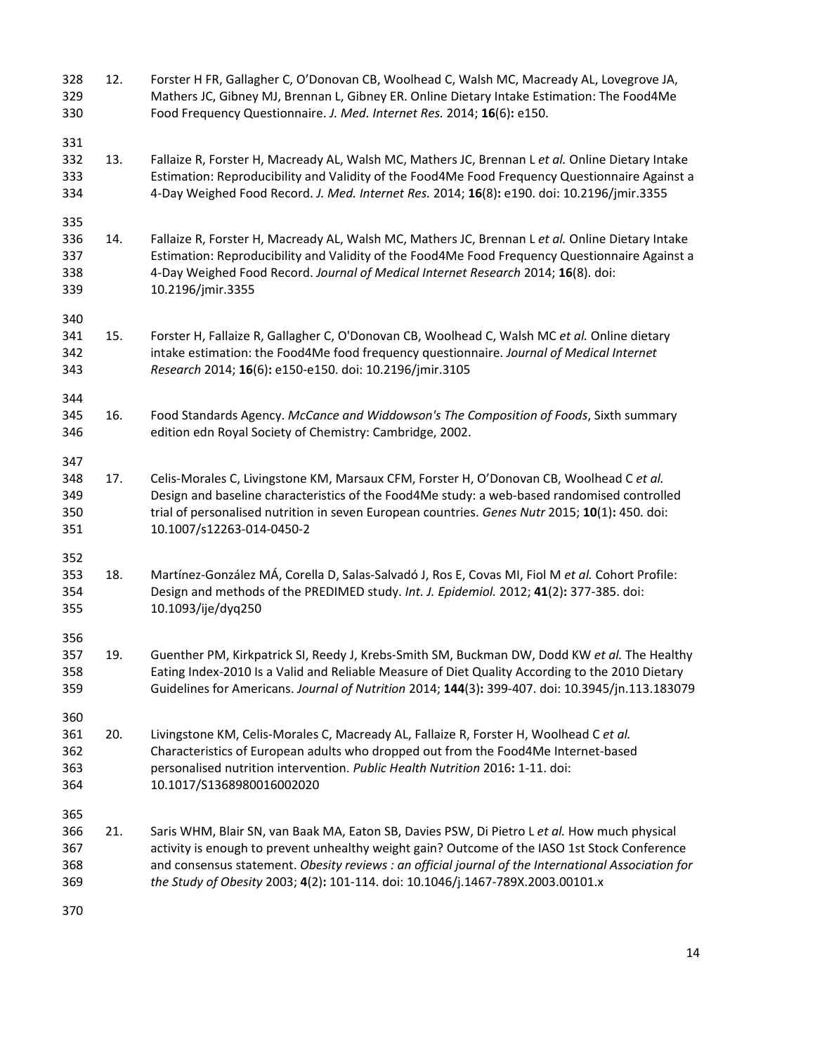12. Forster H FR, Gallagher C, O'Donovan CB, Woolhead C, Walsh MC, Macready AL, Lovegrove JA, Mathers JC, Gibney MJ, Brennan L, Gibney ER. Online Dietary Intake Estimation: The Food4Me Food Frequency Questionnaire. *J. Med. Internet Res.* 2014; **16**(6)**:** e150.

13. Fallaize R, Forster H, Macready AL, Walsh MC, Mathers JC, Brennan L *et al.* Online Dietary Intake Estimation: Reproducibility and Validity of the Food4Me Food Frequency Questionnaire Against a 4-Day Weighed Food Record. *J. Med. Internet Res.* 2014; **16**(8)**:** e190. doi: 10.2196/jmir.3355

14. Fallaize R, Forster H, Macready AL, Walsh MC, Mathers JC, Brennan L *et al.* Online Dietary Intake Estimation: Reproducibility and Validity of the Food4Me Food Frequency Questionnaire Against a 4-Day Weighed Food Record. *Journal of Medical Internet Research* 2014; **16**(8). doi: 10.2196/jmir.3355

15. Forster H, Fallaize R, Gallagher C, O'Donovan CB, Woolhead C, Walsh MC *et al.* Online dietary intake estimation: the Food4Me food frequency questionnaire. *Journal of Medical Internet Research* 2014; **16**(6)**:** e150-e150. doi: 10.2196/jmir.3105

16. Food Standards Agency. *McCance and Widdowson's The Composition of Foods*, Sixth summary edition edn Royal Society of Chemistry: Cambridge, 2002.

17. Celis-Morales C, Livingstone KM, Marsaux CFM, Forster H, O'Donovan CB, Woolhead C *et al.* Design and baseline characteristics of the Food4Me study: a web-based randomised controlled trial of personalised nutrition in seven European countries. *Genes Nutr* 2015; **10**(1)**:** 450. doi: 10.1007/s12263-014-0450-2

18. Martínez-González MÁ, Corella D, Salas-Salvadó J, Ros E, Covas MI, Fiol M *et al.* Cohort Profile: Design and methods of the PREDIMED study. *Int. J. Epidemiol.* 2012; **41**(2)**:** 377-385. doi: 10.1093/ije/dyq250

19. Guenther PM, Kirkpatrick SI, Reedy J, Krebs-Smith SM, Buckman DW, Dodd KW *et al.* The Healthy Eating Index-2010 Is a Valid and Reliable Measure of Diet Quality According to the 2010 Dietary Guidelines for Americans. *Journal of Nutrition* 2014; **144**(3)**:** 399-407. doi: 10.3945/jn.113.183079

20. Livingstone KM, Celis-Morales C, Macready AL, Fallaize R, Forster H, Woolhead C *et al.* Characteristics of European adults who dropped out from the Food4Me Internet-based personalised nutrition intervention. *Public Health Nutrition* 2016**:** 1-11. doi: 10.1017/S1368980016002020

21. Saris WHM, Blair SN, van Baak MA, Eaton SB, Davies PSW, Di Pietro L *et al.* How much physical activity is enough to prevent unhealthy weight gain? Outcome of the IASO 1st Stock Conference and consensus statement. *Obesity reviews : an official journal of the International Association for the Study of Obesity* 2003; **4**(2)**:** 101-114. doi: 10.1046/j.1467-789X.2003.00101.x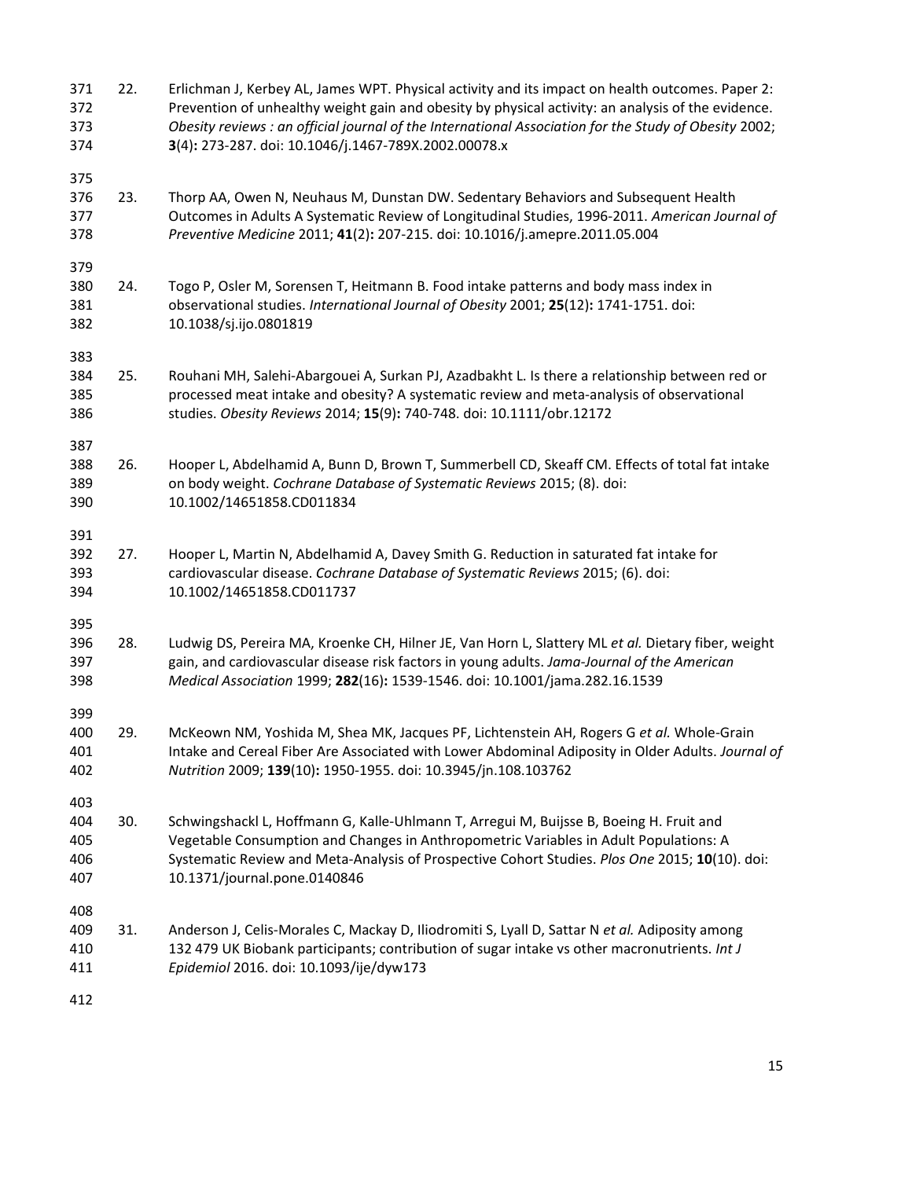22. Erlichman J, Kerbey AL, James WPT. Physical activity and its impact on health outcomes. Paper 2: Prevention of unhealthy weight gain and obesity by physical activity: an analysis of the evidence. *Obesity reviews : an official journal of the International Association for the Study of Obesity* 2002; **3**(4)**:** 273-287. doi: 10.1046/j.1467-789X.2002.00078.x

23. Thorp AA, Owen N, Neuhaus M, Dunstan DW. Sedentary Behaviors and Subsequent Health Outcomes in Adults A Systematic Review of Longitudinal Studies, 1996-2011. *American Journal of Preventive Medicine* 2011; **41**(2)**:** 207-215. doi: 10.1016/j.amepre.2011.05.004

24. Togo P, Osler M, Sorensen T, Heitmann B. Food intake patterns and body mass index in observational studies. *International Journal of Obesity* 2001; **25**(12)**:** 1741-1751. doi: 10.1038/sj.ijo.0801819

25. Rouhani MH, Salehi-Abargouei A, Surkan PJ, Azadbakht L. Is there a relationship between red or processed meat intake and obesity? A systematic review and meta-analysis of observational studies. *Obesity Reviews* 2014; **15**(9)**:** 740-748. doi: 10.1111/obr.12172

26. Hooper L, Abdelhamid A, Bunn D, Brown T, Summerbell CD, Skeaff CM. Effects of total fat intake on body weight. *Cochrane Database of Systematic Reviews* 2015; (8). doi: 10.1002/14651858.CD011834

27. Hooper L, Martin N, Abdelhamid A, Davey Smith G. Reduction in saturated fat intake for cardiovascular disease. *Cochrane Database of Systematic Reviews* 2015; (6). doi: 10.1002/14651858.CD011737

28. Ludwig DS, Pereira MA, Kroenke CH, Hilner JE, Van Horn L, Slattery ML *et al.* Dietary fiber, weight gain, and cardiovascular disease risk factors in young adults. *Jama-Journal of the American Medical Association* 1999; **282**(16)**:** 1539-1546. doi: 10.1001/jama.282.16.1539

29. McKeown NM, Yoshida M, Shea MK, Jacques PF, Lichtenstein AH, Rogers G *et al.* Whole-Grain Intake and Cereal Fiber Are Associated with Lower Abdominal Adiposity in Older Adults. *Journal of Nutrition* 2009; **139**(10)**:** 1950-1955. doi: 10.3945/jn.108.103762

30. Schwingshackl L, Hoffmann G, Kalle-Uhlmann T, Arregui M, Buijsse B, Boeing H. Fruit and Vegetable Consumption and Changes in Anthropometric Variables in Adult Populations: A Systematic Review and Meta-Analysis of Prospective Cohort Studies. *Plos One* 2015; **10**(10). doi: 10.1371/journal.pone.0140846

31. Anderson J, Celis-Morales C, Mackay D, Iliodromiti S, Lyall D, Sattar N *et al.* Adiposity among 132 479 UK Biobank participants; contribution of sugar intake vs other macronutrients. *Int J Epidemiol* 2016. doi: 10.1093/ije/dyw173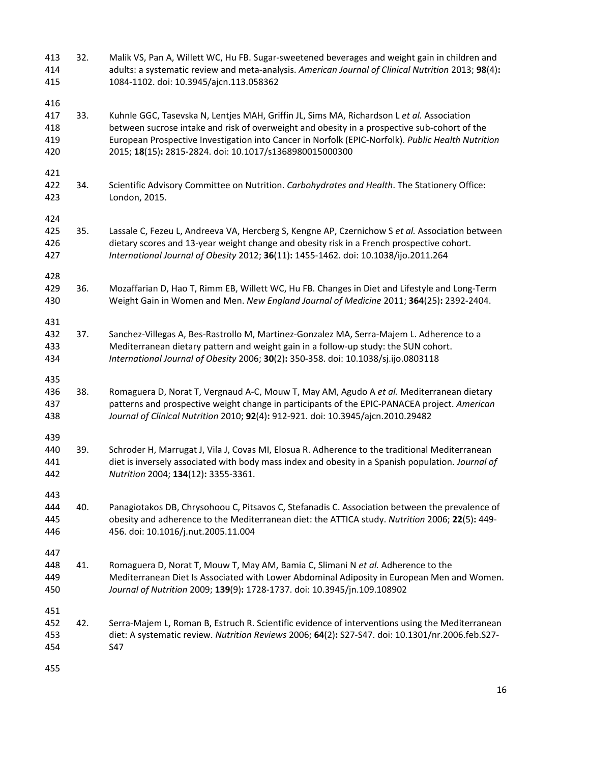32. Malik VS, Pan A, Willett WC, Hu FB. Sugar-sweetened beverages and weight gain in children and adults: a systematic review and meta-analysis. *American Journal of Clinical Nutrition* 2013; **98**(4)**:** 1084-1102. doi: 10.3945/ajcn.113.058362

33. Kuhnle GGC, Tasevska N, Lentjes MAH, Griffin JL, Sims MA, Richardson L *et al.* Association between sucrose intake and risk of overweight and obesity in a prospective sub-cohort of the European Prospective Investigation into Cancer in Norfolk (EPIC-Norfolk). *Public Health Nutrition* 2015; **18**(15)**:** 2815-2824. doi: 10.1017/s1368980015000300

34. Scientific Advisory Committee on Nutrition. *Carbohydrates and Health*. The Stationery Office: London, 2015.

35. Lassale C, Fezeu L, Andreeva VA, Hercberg S, Kengne AP, Czernichow S *et al.* Association between dietary scores and 13-year weight change and obesity risk in a French prospective cohort. *International Journal of Obesity* 2012; **36**(11)**:** 1455-1462. doi: 10.1038/ijo.2011.264

36. Mozaffarian D, Hao T, Rimm EB, Willett WC, Hu FB. Changes in Diet and Lifestyle and Long-Term Weight Gain in Women and Men. *New England Journal of Medicine* 2011; **364**(25)**:** 2392-2404.

37. Sanchez-Villegas A, Bes-Rastrollo M, Martinez-Gonzalez MA, Serra-Majem L. Adherence to a Mediterranean dietary pattern and weight gain in a follow-up study: the SUN cohort. *International Journal of Obesity* 2006; **30**(2)**:** 350-358. doi: 10.1038/sj.ijo.0803118

38. Romaguera D, Norat T, Vergnaud A-C, Mouw T, May AM, Agudo A *et al.* Mediterranean dietary patterns and prospective weight change in participants of the EPIC-PANACEA project. *American Journal of Clinical Nutrition* 2010; **92**(4)**:** 912-921. doi: 10.3945/ajcn.2010.29482

39. Schroder H, Marrugat J, Vila J, Covas MI, Elosua R. Adherence to the traditional Mediterranean diet is inversely associated with body mass index and obesity in a Spanish population. *Journal of Nutrition* 2004; **134**(12)**:** 3355-3361.

40. Panagiotakos DB, Chrysohoou C, Pitsavos C, Stefanadis C. Association between the prevalence of obesity and adherence to the Mediterranean diet: the ATTICA study. *Nutrition* 2006; **22**(5)**:** 449-456. doi: 10.1016/j.nut.2005.11.004

41. Romaguera D, Norat T, Mouw T, May AM, Bamia C, Slimani N *et al.* Adherence to the Mediterranean Diet Is Associated with Lower Abdominal Adiposity in European Men and Women. *Journal of Nutrition* 2009; **139**(9)**:** 1728-1737. doi: 10.3945/jn.109.108902

42. Serra-Majem L, Roman B, Estruch R. Scientific evidence of interventions using the Mediterranean diet: A systematic review. *Nutrition Reviews* 2006; **64**(2)**:** S27-S47. doi: 10.1301/nr.2006.feb.S27-S47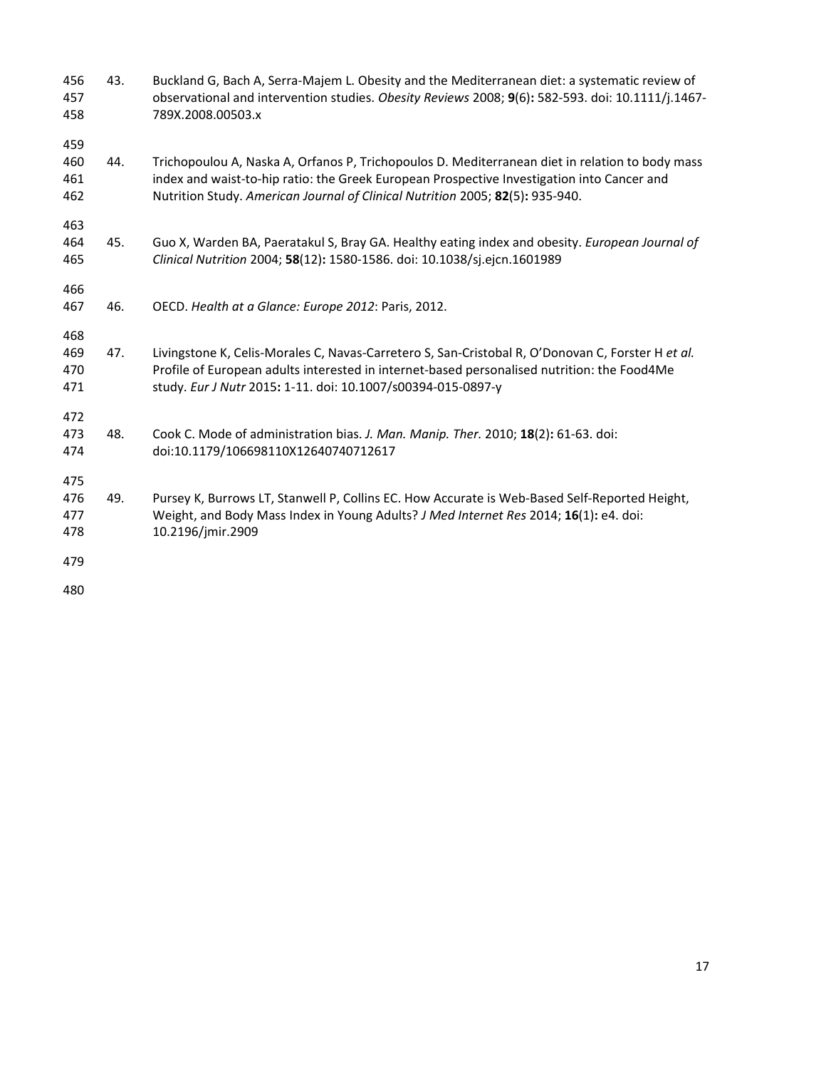43. Buckland G, Bach A, Serra-Majem L. Obesity and the Mediterranean diet: a systematic review of observational and intervention studies. *Obesity Reviews* 2008; **9**(6)**:** 582-593. doi: 10.1111/j.1467-789X.2008.00503.x

44. Trichopoulou A, Naska A, Orfanos P, Trichopoulos D. Mediterranean diet in relation to body mass index and waist-to-hip ratio: the Greek European Prospective Investigation into Cancer and Nutrition Study. *American Journal of Clinical Nutrition* 2005; **82**(5)**:** 935-940.

45. Guo X, Warden BA, Paeratakul S, Bray GA. Healthy eating index and obesity. *European Journal of Clinical Nutrition* 2004; **58**(12)**:** 1580-1586. doi: 10.1038/sj.ejcn.1601989

46. OECD. *Health at a Glance: Europe 2012*: Paris, 2012.

47. Livingstone K, Celis-Morales C, Navas-Carretero S, San-Cristobal R, O'Donovan C, Forster H *et al.* Profile of European adults interested in internet-based personalised nutrition: the Food4Me study. *Eur J Nutr* 2015**:** 1-11. doi: 10.1007/s00394-015-0897-y

48. Cook C. Mode of administration bias. *J. Man. Manip. Ther.* 2010; **18**(2)**:** 61-63. doi: doi:10.1179/106698110X12640740712617

49. Pursey K, Burrows LT, Stanwell P, Collins EC. How Accurate is Web-Based Self-Reported Height, Weight, and Body Mass Index in Young Adults? *J Med Internet Res* 2014; **16**(1)**:** e4. doi: 10.2196/jmir.2909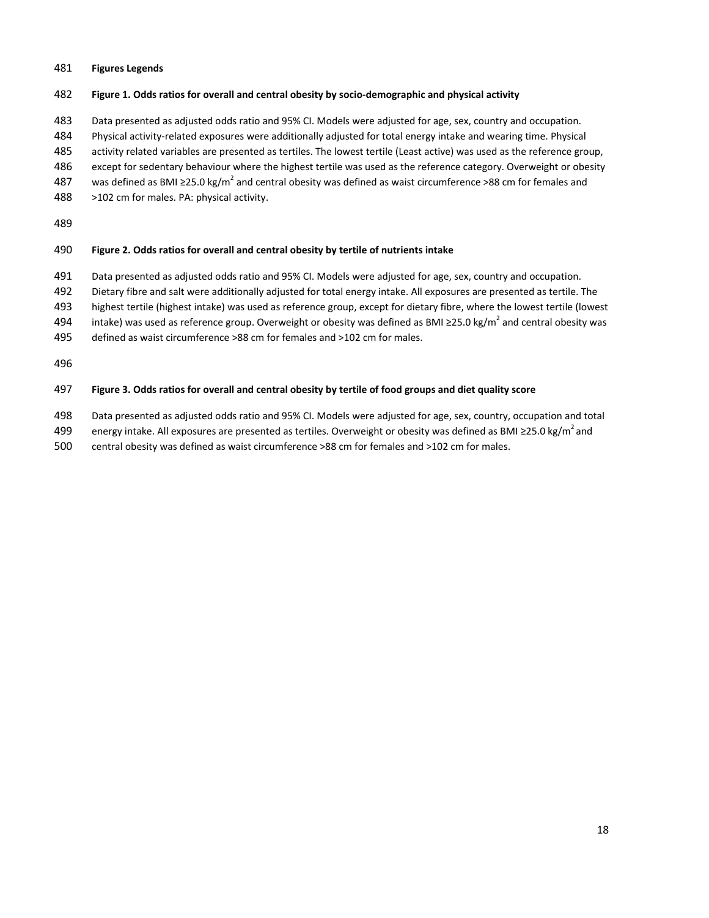**Figures Legends**

**Figure 1. Odds ratios for overall and central obesity by socio-demographic and physical activity**

Data presented as adjusted odds ratio and 95% CI. Models were adjusted for age, sex, country and occupation. Physical activity-related exposures were additionally adjusted for total energy intake and wearing time. Physical activity related variables are presented as tertiles. The lowest tertile (Least active) was used as the reference group, except for sedentary behaviour where the highest tertile was used as the reference category. Overweight or obesity was defined as BMI ≥25.0 kg/m$^2$ and central obesity was defined as waist circumference >88 cm for females and >102 cm for males. PA: physical activity.

**Figure 2. Odds ratios for overall and central obesity by tertile of nutrients intake**

Data presented as adjusted odds ratio and 95% CI. Models were adjusted for age, sex, country and occupation. Dietary fibre and salt were additionally adjusted for total energy intake. All exposures are presented as tertile. The highest tertile (highest intake) was used as reference group, except for dietary fibre, where the lowest tertile (lowest intake) was used as reference group. Overweight or obesity was defined as BMI ≥25.0 kg/m$^2$ and central obesity was defined as waist circumference >88 cm for females and >102 cm for males.

**Figure 3. Odds ratios for overall and central obesity by tertile of food groups and diet quality score**

Data presented as adjusted odds ratio and 95% CI. Models were adjusted for age, sex, country, occupation and total energy intake. All exposures are presented as tertiles. Overweight or obesity was defined as BMI ≥25.0 kg/m$^2$ and central obesity was defined as waist circumference >88 cm for females and >102 cm for males.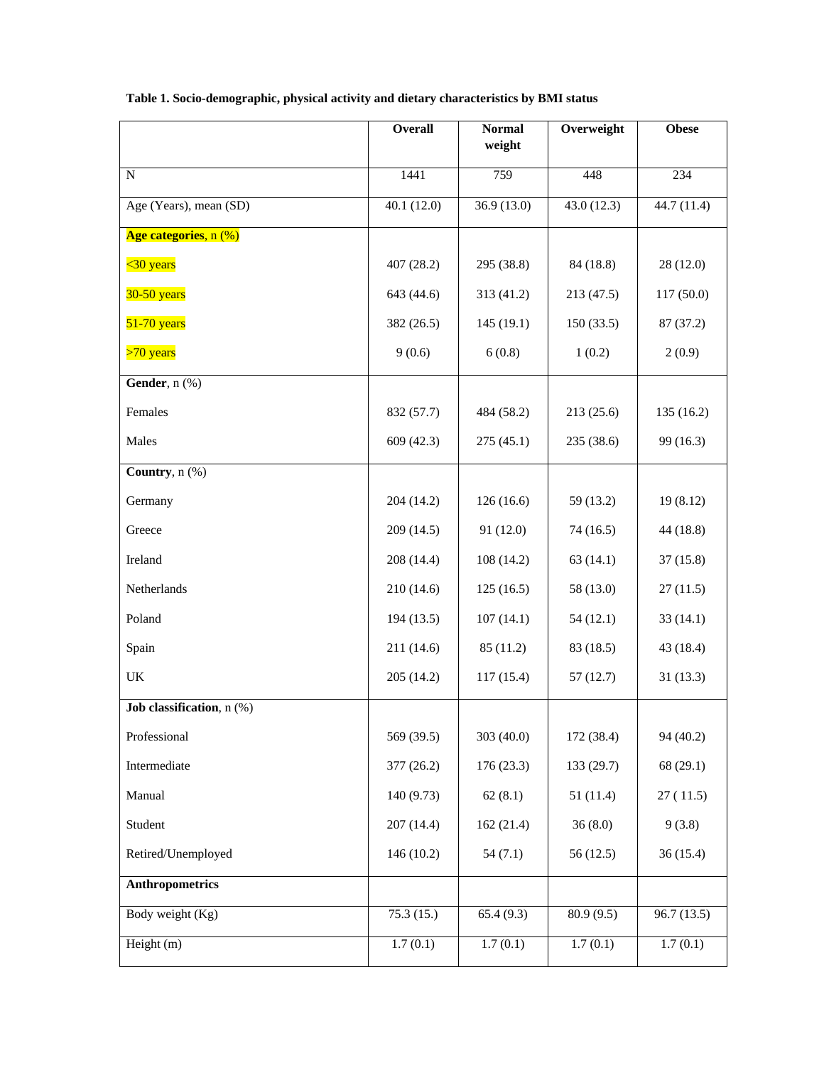**Table 1. Socio-demographic, physical activity and dietary characteristics by BMI status**

| | Overall | Normal weight | Overweight | Obese |
|---|---|---|---|---|
| N | 1441 | 759 | 448 | 234 |
| Age (Years), mean (SD) | 40.1 (12.0) | 36.9 (13.0) | 43.0 (12.3) | 44.7 (11.4) |
| **Age categories**, n (%) | | | | |
| <30 years | 407 (28.2) | 295 (38.8) | 84 (18.8) | 28 (12.0) |
| 30-50 years | 643 (44.6) | 313 (41.2) | 213 (47.5) | 117 (50.0) |
| 51-70 years | 382 (26.5) | 145 (19.1) | 150 (33.5) | 87 (37.2) |
| >70 years | 9 (0.6) | 6 (0.8) | 1 (0.2) | 2 (0.9) |
| **Gender**, n (%) | | | | |
| Females | 832 (57.7) | 484 (58.2) | 213 (25.6) | 135 (16.2) |
| Males | 609 (42.3) | 275 (45.1) | 235 (38.6) | 99 (16.3) |
| **Country**, n (%) | | | | |
| Germany | 204 (14.2) | 126 (16.6) | 59 (13.2) | 19 (8.12) |
| Greece | 209 (14.5) | 91 (12.0) | 74 (16.5) | 44 (18.8) |
| Ireland | 208 (14.4) | 108 (14.2) | 63 (14.1) | 37 (15.8) |
| Netherlands | 210 (14.6) | 125 (16.5) | 58 (13.0) | 27 (11.5) |
| Poland | 194 (13.5) | 107 (14.1) | 54 (12.1) | 33 (14.1) |
| Spain | 211 (14.6) | 85 (11.2) | 83 (18.5) | 43 (18.4) |
| UK | 205 (14.2) | 117 (15.4) | 57 (12.7) | 31 (13.3) |
| **Job classification**, n (%) | | | | |
| Professional | 569 (39.5) | 303 (40.0) | 172 (38.4) | 94 (40.2) |
| Intermediate | 377 (26.2) | 176 (23.3) | 133 (29.7) | 68 (29.1) |
| Manual | 140 (9.73) | 62 (8.1) | 51 (11.4) | 27 ( 11.5) |
| Student | 207 (14.4) | 162 (21.4) | 36 (8.0) | 9 (3.8) |
| Retired/Unemployed | 146 (10.2) | 54 (7.1) | 56 (12.5) | 36 (15.4) |
| **Anthropometrics** | | | | |
| Body weight (Kg) | 75.3 (15.) | 65.4 (9.3) | 80.9 (9.5) | 96.7 (13.5) |
| Height (m) | 1.7 (0.1) | 1.7 (0.1) | 1.7 (0.1) | 1.7 (0.1) |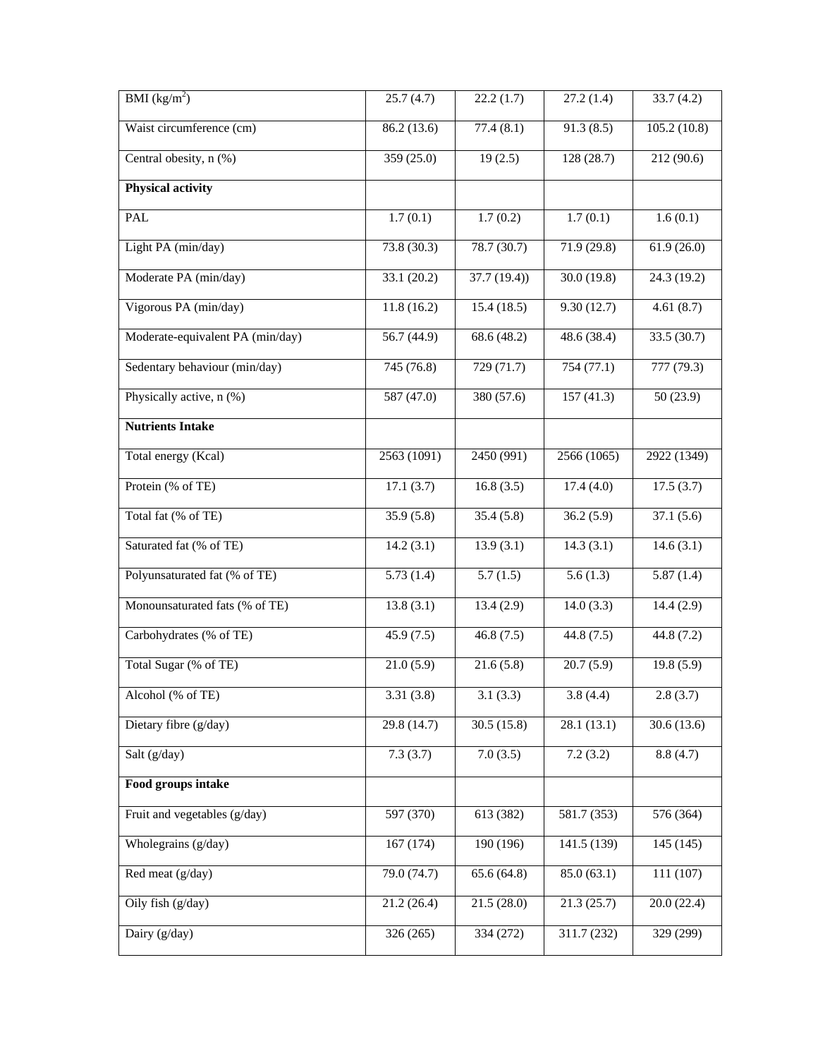| BMI ($kg/m^2$) | 25.7 (4.7) | 22.2 (1.7) | 27.2 (1.4) | 33.7 (4.2) |
|---|---|---|---|---|
| Waist circumference (cm) | 86.2 (13.6) | 77.4 (8.1) | 91.3 (8.5) | 105.2 (10.8) |
| Central obesity, n (%) | 359 (25.0) | 19 (2.5) | 128 (28.7) | 212 (90.6) |
| **Physical activity** | | | | |
| PAL | 1.7 (0.1) | 1.7 (0.2) | 1.7 (0.1) | 1.6 (0.1) |
| Light PA (min/day) | 73.8 (30.3) | 78.7 (30.7) | 71.9 (29.8) | 61.9 (26.0) |
| Moderate PA (min/day) | 33.1 (20.2) | 37.7 (19.4)) | 30.0 (19.8) | 24.3 (19.2) |
| Vigorous PA (min/day) | 11.8 (16.2) | 15.4 (18.5) | 9.30 (12.7) | 4.61 (8.7) |
| Moderate-equivalent PA (min/day) | 56.7 (44.9) | 68.6 (48.2) | 48.6 (38.4) | 33.5 (30.7) |
| Sedentary behaviour (min/day) | 745 (76.8) | 729 (71.7) | 754 (77.1) | 777 (79.3) |
| Physically active, n (%) | 587 (47.0) | 380 (57.6) | 157 (41.3) | 50 (23.9) |
| **Nutrients Intake** | | | | |
| Total energy (Kcal) | 2563 (1091) | 2450 (991) | 2566 (1065) | 2922 (1349) |
| Protein (% of TE) | 17.1 (3.7) | 16.8 (3.5) | 17.4 (4.0) | 17.5 (3.7) |
| Total fat (% of TE) | 35.9 (5.8) | 35.4 (5.8) | 36.2 (5.9) | 37.1 (5.6) |
| Saturated fat (% of TE) | 14.2 (3.1) | 13.9 (3.1) | 14.3 (3.1) | 14.6 (3.1) |
| Polyunsaturated fat (% of TE) | 5.73 (1.4) | 5.7 (1.5) | 5.6 (1.3) | 5.87 (1.4) |
| Monounsaturated fats (% of TE) | 13.8 (3.1) | 13.4 (2.9) | 14.0 (3.3) | 14.4 (2.9) |
| Carbohydrates (% of TE) | 45.9 (7.5) | 46.8 (7.5) | 44.8 (7.5) | 44.8 (7.2) |
| Total Sugar (% of TE) | 21.0 (5.9) | 21.6 (5.8) | 20.7 (5.9) | 19.8 (5.9) |
| Alcohol (% of TE) | 3.31 (3.8) | 3.1 (3.3) | 3.8 (4.4) | 2.8 (3.7) |
| Dietary fibre (g/day) | 29.8 (14.7) | 30.5 (15.8) | 28.1 (13.1) | 30.6 (13.6) |
| Salt (g/day) | 7.3 (3.7) | 7.0 (3.5) | 7.2 (3.2) | 8.8 (4.7) |
| **Food groups intake** | | | | |
| Fruit and vegetables (g/day) | 597 (370) | 613 (382) | 581.7 (353) | 576 (364) |
| Wholegrains (g/day) | 167 (174) | 190 (196) | 141.5 (139) | 145 (145) |
| Red meat (g/day) | 79.0 (74.7) | 65.6 (64.8) | 85.0 (63.1) | 111 (107) |
| Oily fish (g/day) | 21.2 (26.4) | 21.5 (28.0) | 21.3 (25.7) | 20.0 (22.4) |
| Dairy (g/day) | 326 (265) | 334 (272) | 311.7 (232) | 329 (299) |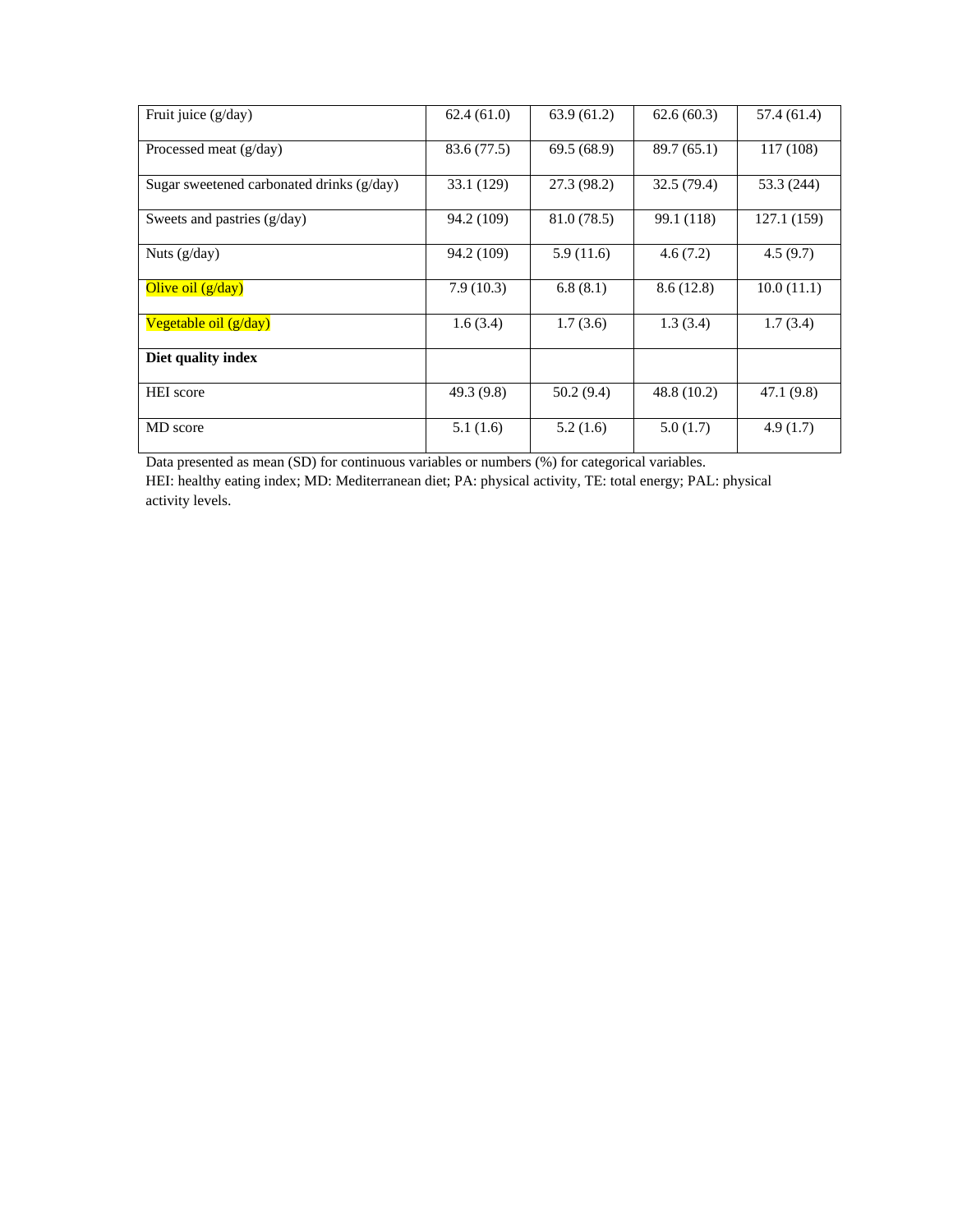| Fruit juice (g/day) | 62.4 (61.0) | 63.9 (61.2) | 62.6 (60.3) | 57.4 (61.4) |
|---|---|---|---|---|
| Processed meat (g/day) | 83.6 (77.5) | 69.5 (68.9) | 89.7 (65.1) | 117 (108) |
| Sugar sweetened carbonated drinks (g/day) | 33.1 (129) | 27.3 (98.2) | 32.5 (79.4) | 53.3 (244) |
| Sweets and pastries (g/day) | 94.2 (109) | 81.0 (78.5) | 99.1 (118) | 127.1 (159) |
| Nuts (g/day) | 94.2 (109) | 5.9 (11.6) | 4.6 (7.2) | 4.5 (9.7) |
| Olive oil (g/day) | 7.9 (10.3) | 6.8 (8.1) | 8.6 (12.8) | 10.0 (11.1) |
| Vegetable oil (g/day) | 1.6 (3.4) | 1.7 (3.6) | 1.3 (3.4) | 1.7 (3.4) |
| **Diet quality index** | | | | |
| HEI score | 49.3 (9.8) | 50.2 (9.4) | 48.8 (10.2) | 47.1 (9.8) |
| MD score | 5.1 (1.6) | 5.2 (1.6) | 5.0 (1.7) | 4.9 (1.7) |

Data presented as mean (SD) for continuous variables or numbers (%) for categorical variables.
HEI: healthy eating index; MD: Mediterranean diet; PA: physical activity, TE: total energy; PAL: physical activity levels.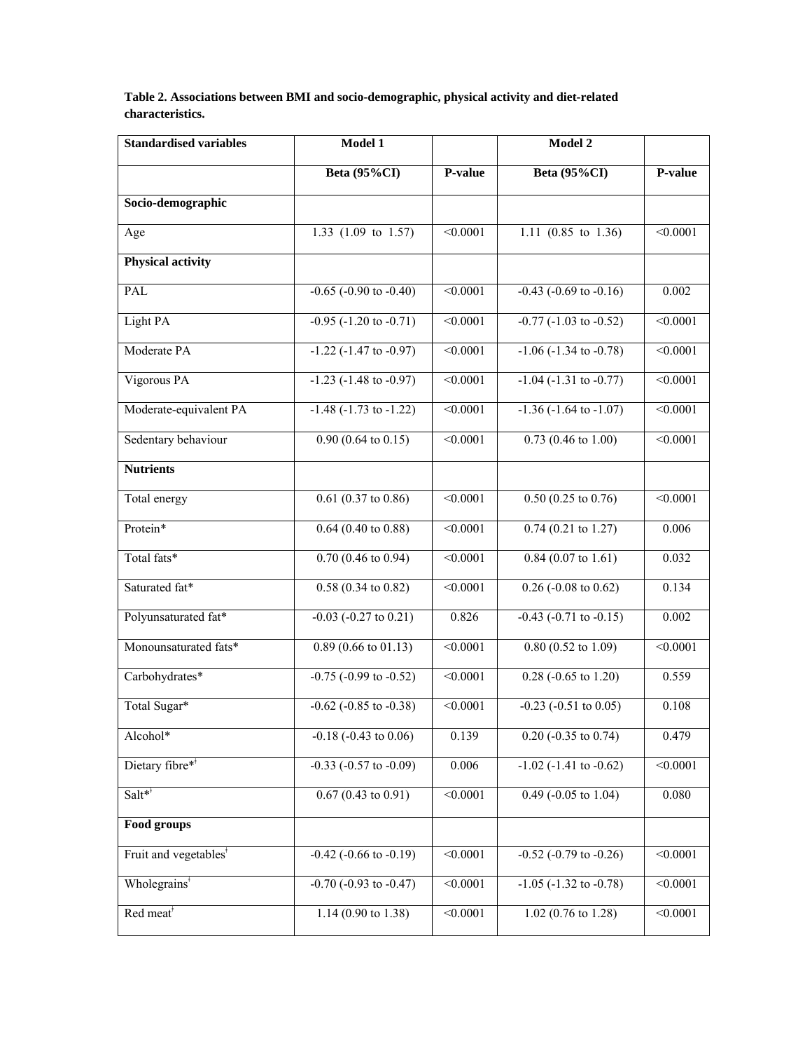**Table 2. Associations between BMI and socio-demographic, physical activity and diet-related characteristics.**

| Standardised variables | Model 1 | | Model 2 | |
|---|---|---|---|---|
| | Beta (95%CI) | P-value | Beta (95%CI) | P-value |
| **Socio-demographic** | | | | |
| Age | 1.33 (1.09 to 1.57) | <0.0001 | 1.11 (0.85 to 1.36) | <0.0001 |
| **Physical activity** | | | | |
| PAL | -0.65 (-0.90 to -0.40) | <0.0001 | -0.43 (-0.69 to -0.16) | 0.002 |
| Light PA | -0.95 (-1.20 to -0.71) | <0.0001 | -0.77 (-1.03 to -0.52) | <0.0001 |
| Moderate PA | -1.22 (-1.47 to -0.97) | <0.0001 | -1.06 (-1.34 to -0.78) | <0.0001 |
| Vigorous PA | -1.23 (-1.48 to -0.97) | <0.0001 | -1.04 (-1.31 to -0.77) | <0.0001 |
| Moderate-equivalent PA | -1.48 (-1.73 to -1.22) | <0.0001 | -1.36 (-1.64 to -1.07) | <0.0001 |
| Sedentary behaviour | 0.90 (0.64 to 0.15) | <0.0001 | 0.73 (0.46 to 1.00) | <0.0001 |
| **Nutrients** | | | | |
| Total energy | 0.61 (0.37 to 0.86) | <0.0001 | 0.50 (0.25 to 0.76) | <0.0001 |
| Protein* | 0.64 (0.40 to 0.88) | <0.0001 | 0.74 (0.21 to 1.27) | 0.006 |
| Total fats* | 0.70 (0.46 to 0.94) | <0.0001 | 0.84 (0.07 to 1.61) | 0.032 |
| Saturated fat* | 0.58 (0.34 to 0.82) | <0.0001 | 0.26 (-0.08 to 0.62) | 0.134 |
| Polyunsaturated fat* | -0.03 (-0.27 to 0.21) | 0.826 | -0.43 (-0.71 to -0.15) | 0.002 |
| Monounsaturated fats* | 0.89 (0.66 to 01.13) | <0.0001 | 0.80 (0.52 to 1.09) | <0.0001 |
| Carbohydrates* | -0.75 (-0.99 to -0.52) | <0.0001 | 0.28 (-0.65 to 1.20) | 0.559 |
| Total Sugar* | -0.62 (-0.85 to -0.38) | <0.0001 | -0.23 (-0.51 to 0.05) | 0.108 |
| Alcohol* | -0.18 (-0.43 to 0.06) | 0.139 | 0.20 (-0.35 to 0.74) | 0.479 |
| Dietary fibre*[†] | -0.33 (-0.57 to -0.09) | 0.006 | -1.02 (-1.41 to -0.62) | <0.0001 |
| Salt*[†] | 0.67 (0.43 to 0.91) | <0.0001 | 0.49 (-0.05 to 1.04) | 0.080 |
| **Food groups** | | | | |
| Fruit and vegetables[†] | -0.42 (-0.66 to -0.19) | <0.0001 | -0.52 (-0.79 to -0.26) | <0.0001 |
| Wholegrains[†] | -0.70 (-0.93 to -0.47) | <0.0001 | -1.05 (-1.32 to -0.78) | <0.0001 |
| Red meat[†] | 1.14 (0.90 to 1.38) | <0.0001 | 1.02 (0.76 to 1.28) | <0.0001 |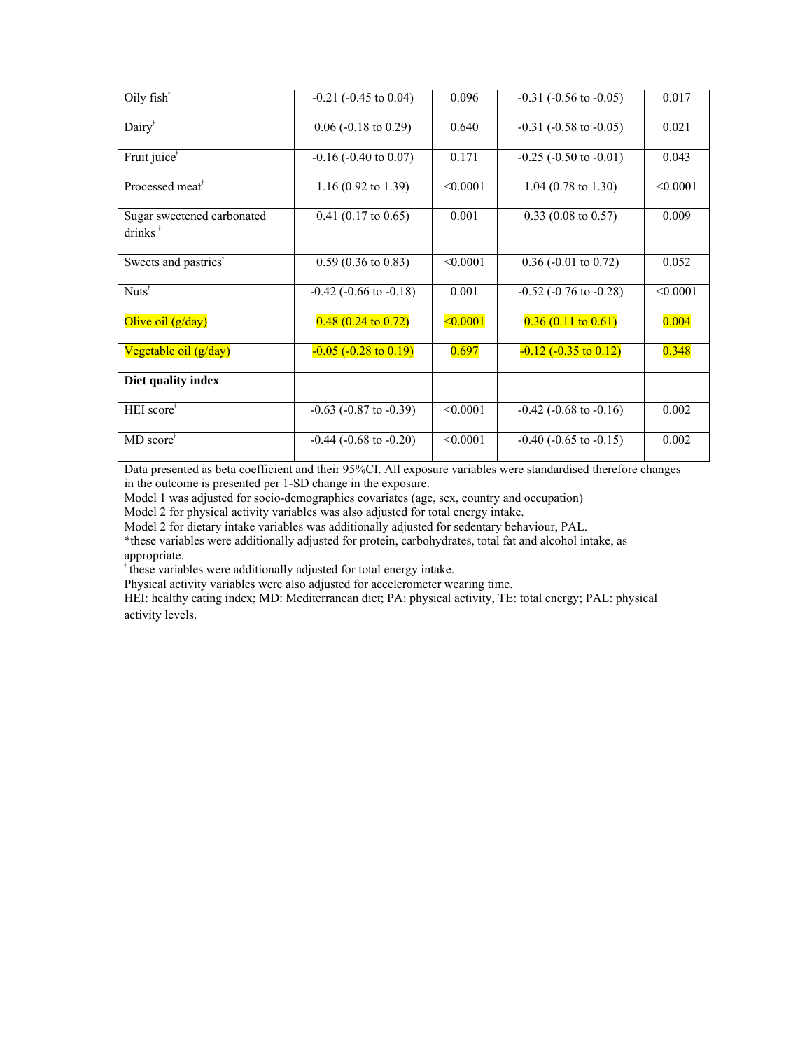| | | | | |
|---|---|---|---|---|
| Oily fish[†] | -0.21 (-0.45 to 0.04) | 0.096 | -0.31 (-0.56 to -0.05) | 0.017 |
| Dairy[†] | 0.06 (-0.18 to 0.29) | 0.640 | -0.31 (-0.58 to -0.05) | 0.021 |
| Fruit juice[†] | -0.16 (-0.40 to 0.07) | 0.171 | -0.25 (-0.50 to -0.01) | 0.043 |
| Processed meat[†] | 1.16 (0.92 to 1.39) | <0.0001 | 1.04 (0.78 to 1.30) | <0.0001 |
| Sugar sweetened carbonated drinks[†] | 0.41 (0.17 to 0.65) | 0.001 | 0.33 (0.08 to 0.57) | 0.009 |
| Sweets and pastries[†] | 0.59 (0.36 to 0.83) | <0.0001 | 0.36 (-0.01 to 0.72) | 0.052 |
| Nuts[†] | -0.42 (-0.66 to -0.18) | 0.001 | -0.52 (-0.76 to -0.28) | <0.0001 |
| Olive oil (g/day) | 0.48 (0.24 to 0.72) | <0.0001 | 0.36 (0.11 to 0.61) | 0.004 |
| Vegetable oil (g/day) | -0.05 (-0.28 to 0.19) | 0.697 | -0.12 (-0.35 to 0.12) | 0.348 |
| **Diet quality index** | | | | |
| HEI score[†] | -0.63 (-0.87 to -0.39) | <0.0001 | -0.42 (-0.68 to -0.16) | 0.002 |
| MD score[†] | -0.44 (-0.68 to -0.20) | <0.0001 | -0.40 (-0.65 to -0.15) | 0.002 |

Data presented as beta coefficient and their 95%CI. All exposure variables were standardised therefore changes in the outcome is presented per 1-SD change in the exposure.
Model 1 was adjusted for socio-demographics covariates (age, sex, country and occupation)
Model 2 for physical activity variables was also adjusted for total energy intake.
Model 2 for dietary intake variables was additionally adjusted for sedentary behaviour, PAL.
*these variables were additionally adjusted for protein, carbohydrates, total fat and alcohol intake, as appropriate.
[†] these variables were additionally adjusted for total energy intake.
Physical activity variables were also adjusted for accelerometer wearing time.
HEI: healthy eating index; MD: Mediterranean diet; PA: physical activity, TE: total energy; PAL: physical activity levels.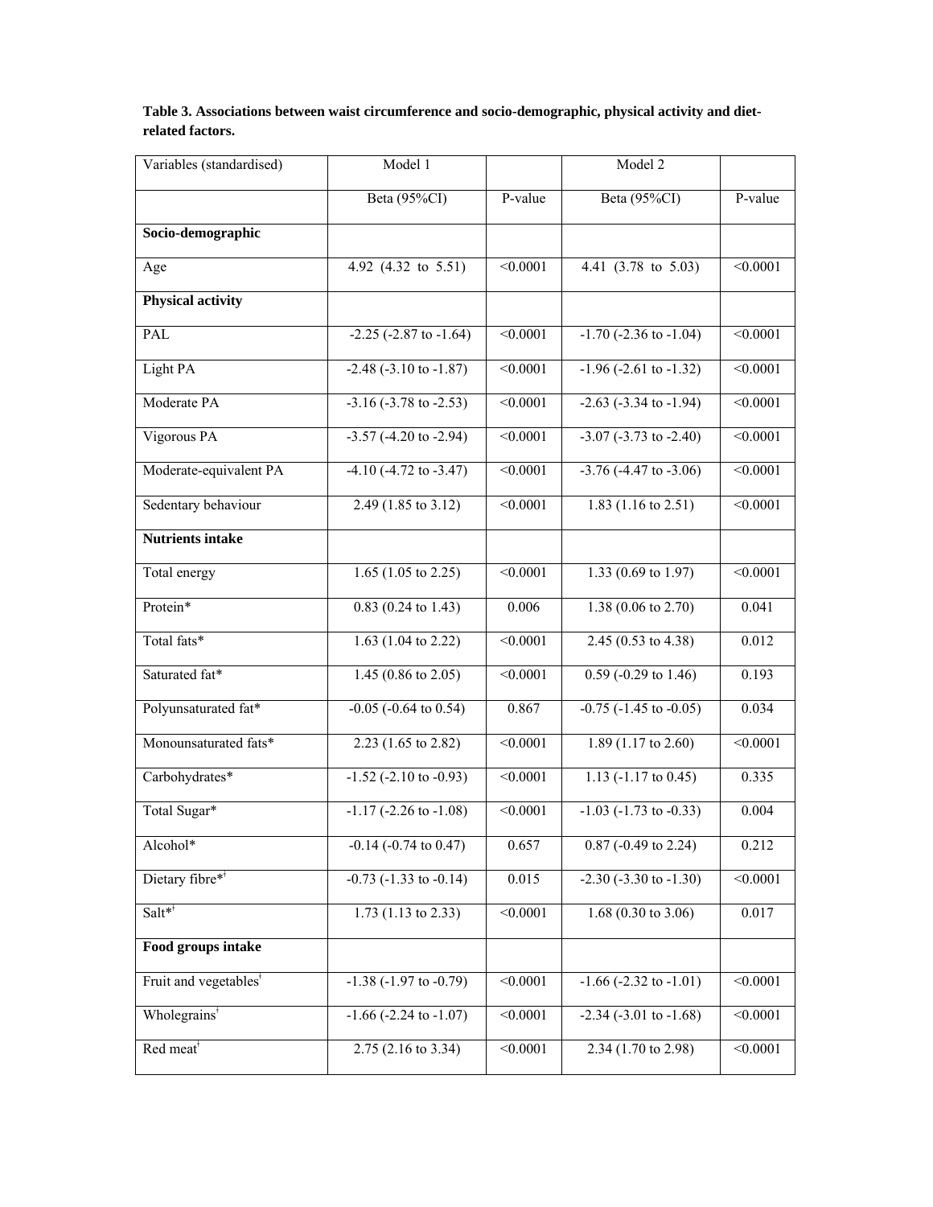**Table 3. Associations between waist circumference and socio-demographic, physical activity and diet-related factors.**

| Variables (standardised) | Model 1 | | Model 2 | |
|---|---|---|---|---|
| | Beta (95%CI) | P-value | Beta (95%CI) | P-value |
| **Socio-demographic** | | | | |
| Age | 4.92 (4.32 to 5.51) | <0.0001 | 4.41 (3.78 to 5.03) | <0.0001 |
| **Physical activity** | | | | |
| PAL | -2.25 (-2.87 to -1.64) | <0.0001 | -1.70 (-2.36 to -1.04) | <0.0001 |
| Light PA | -2.48 (-3.10 to -1.87) | <0.0001 | -1.96 (-2.61 to -1.32) | <0.0001 |
| Moderate PA | -3.16 (-3.78 to -2.53) | <0.0001 | -2.63 (-3.34 to -1.94) | <0.0001 |
| Vigorous PA | -3.57 (-4.20 to -2.94) | <0.0001 | -3.07 (-3.73 to -2.40) | <0.0001 |
| Moderate-equivalent PA | -4.10 (-4.72 to -3.47) | <0.0001 | -3.76 (-4.47 to -3.06) | <0.0001 |
| Sedentary behaviour | 2.49 (1.85 to 3.12) | <0.0001 | 1.83 (1.16 to 2.51) | <0.0001 |
| **Nutrients intake** | | | | |
| Total energy | 1.65 (1.05 to 2.25) | <0.0001 | 1.33 (0.69 to 1.97) | <0.0001 |
| Protein* | 0.83 (0.24 to 1.43) | 0.006 | 1.38 (0.06 to 2.70) | 0.041 |
| Total fats* | 1.63 (1.04 to 2.22) | <0.0001 | 2.45 (0.53 to 4.38) | 0.012 |
| Saturated fat* | 1.45 (0.86 to 2.05) | <0.0001 | 0.59 (-0.29 to 1.46) | 0.193 |
| Polyunsaturated fat* | -0.05 (-0.64 to 0.54) | 0.867 | -0.75 (-1.45 to -0.05) | 0.034 |
| Monounsaturated fats* | 2.23 (1.65 to 2.82) | <0.0001 | 1.89 (1.17 to 2.60) | <0.0001 |
| Carbohydrates* | -1.52 (-2.10 to -0.93) | <0.0001 | 1.13 (-1.17 to 0.45) | 0.335 |
| Total Sugar* | -1.17 (-2.26 to -1.08) | <0.0001 | -1.03 (-1.73 to -0.33) | 0.004 |
| Alcohol* | -0.14 (-0.74 to 0.47) | 0.657 | 0.87 (-0.49 to 2.24) | 0.212 |
| Dietary fibre*[†] | -0.73 (-1.33 to -0.14) | 0.015 | -2.30 (-3.30 to -1.30) | <0.0001 |
| Salt*[†] | 1.73 (1.13 to 2.33) | <0.0001 | 1.68 (0.30 to 3.06) | 0.017 |
| **Food groups intake** | | | | |
| Fruit and vegetables[†] | -1.38 (-1.97 to -0.79) | <0.0001 | -1.66 (-2.32 to -1.01) | <0.0001 |
| Wholegrains[†] | -1.66 (-2.24 to -1.07) | <0.0001 | -2.34 (-3.01 to -1.68) | <0.0001 |
| Red meat[†] | 2.75 (2.16 to 3.34) | <0.0001 | 2.34 (1.70 to 2.98) | <0.0001 |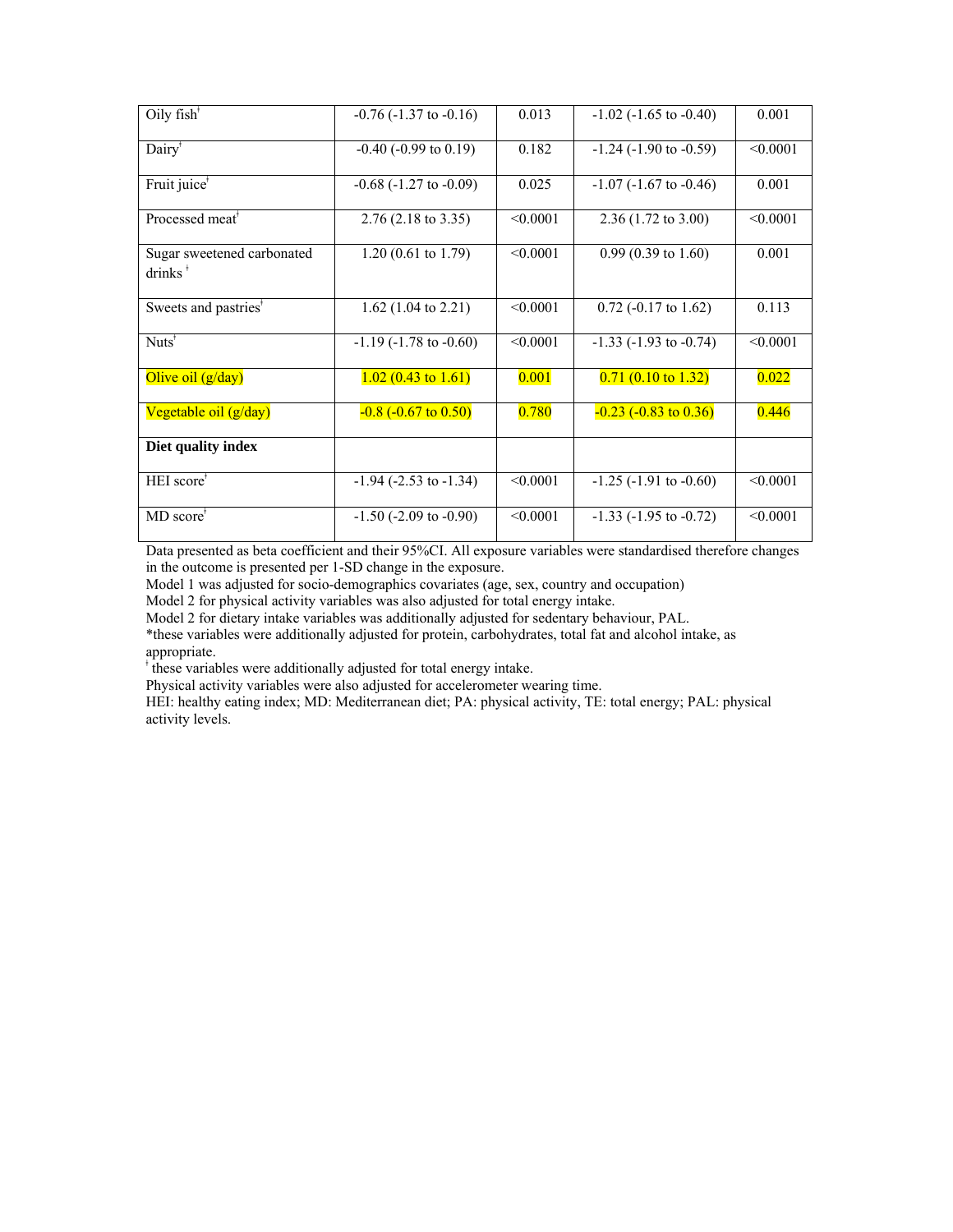| Oily fish[†] | -0.76 (-1.37 to -0.16) | 0.013 | -1.02 (-1.65 to -0.40) | 0.001 |
|---|---|---|---|---|
| Dairy[†] | -0.40 (-0.99 to 0.19) | 0.182 | -1.24 (-1.90 to -0.59) | <0.0001 |
| Fruit juice[†] | -0.68 (-1.27 to -0.09) | 0.025 | -1.07 (-1.67 to -0.46) | 0.001 |
| Processed meat[†] | 2.76 (2.18 to 3.35) | <0.0001 | 2.36 (1.72 to 3.00) | <0.0001 |
| Sugar sweetened carbonated drinks [†] | 1.20 (0.61 to 1.79) | <0.0001 | 0.99 (0.39 to 1.60) | 0.001 |
| Sweets and pastries[†] | 1.62 (1.04 to 2.21) | <0.0001 | 0.72 (-0.17 to 1.62) | 0.113 |
| Nuts[†] | -1.19 (-1.78 to -0.60) | <0.0001 | -1.33 (-1.93 to -0.74) | <0.0001 |
| Olive oil (g/day) | 1.02 (0.43 to 1.61) | 0.001 | 0.71 (0.10 to 1.32) | 0.022 |
| Vegetable oil (g/day) | -0.8 (-0.67 to 0.50) | 0.780 | -0.23 (-0.83 to 0.36) | 0.446 |
| **Diet quality index** | | | | |
| HEI score[†] | -1.94 (-2.53 to -1.34) | <0.0001 | -1.25 (-1.91 to -0.60) | <0.0001 |
| MD score[†] | -1.50 (-2.09 to -0.90) | <0.0001 | -1.33 (-1.95 to -0.72) | <0.0001 |

Data presented as beta coefficient and their 95%CI. All exposure variables were standardised therefore changes in the outcome is presented per 1-SD change in the exposure.
Model 1 was adjusted for socio-demographics covariates (age, sex, country and occupation)
Model 2 for physical activity variables was also adjusted for total energy intake.
Model 2 for dietary intake variables was additionally adjusted for sedentary behaviour, PAL.
*these variables were additionally adjusted for protein, carbohydrates, total fat and alcohol intake, as appropriate.
[†] these variables were additionally adjusted for total energy intake.
Physical activity variables were also adjusted for accelerometer wearing time.
HEI: healthy eating index; MD: Mediterranean diet; PA: physical activity, TE: total energy; PAL: physical activity levels.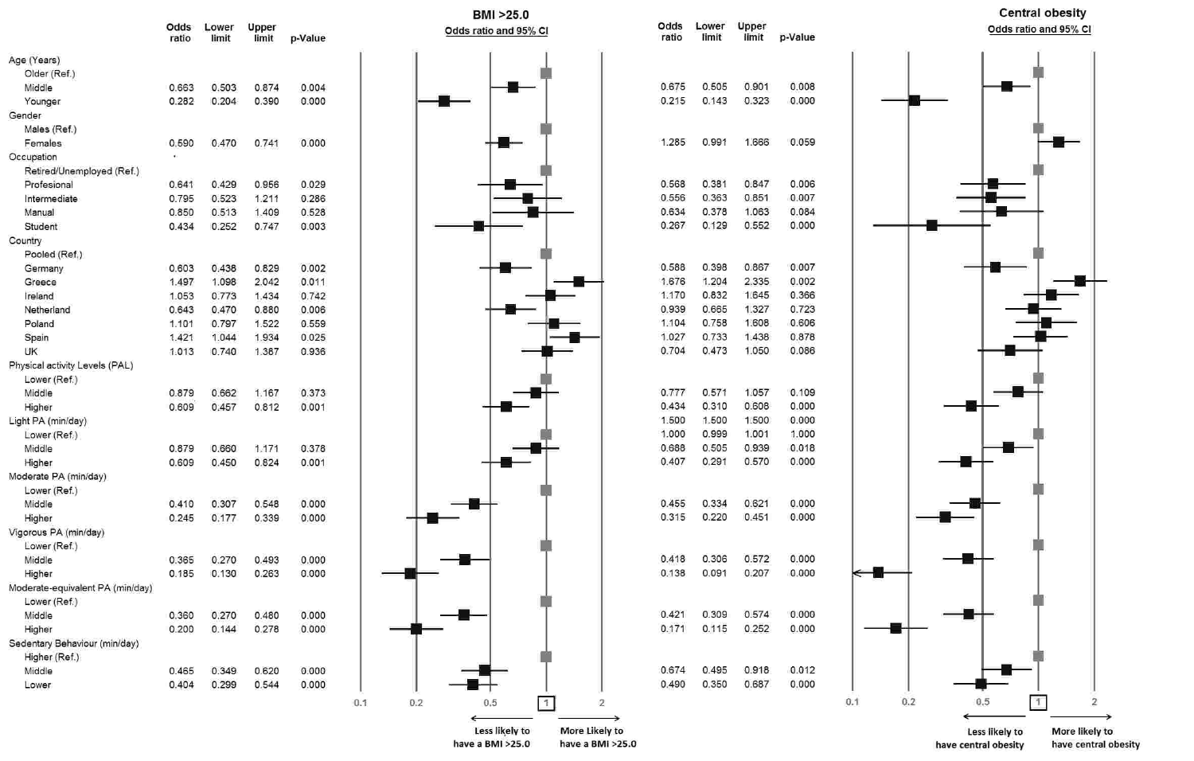| | BMI >25.0 | | | | Central obesity | | | |
|---|---|---|---|---|---|---|---|---|
| | Odds ratio | Lower limit | Upper limit | p-Value | Odds ratio | Lower limit | Upper limit | p-Value |
| **Age (Years)** | | | | | | | | |
| Older (Ref.) | | | | | | | | |
| Middle | 0.663 | 0.503 | 0.874 | 0.004 | 0.675 | 0.505 | 0.901 | 0.008 |
| Younger | 0.282 | 0.204 | 0.390 | 0.000 | 0.215 | 0.143 | 0.323 | 0.000 |
| **Gender** | | | | | | | | |
| Males (Ref.) | | | | | | | | |
| Females | 0.590 | 0.470 | 0.741 | 0.000 | 1.285 | 0.991 | 1.666 | 0.059 |
| **Occupation** | | | | | | | | |
| Retired/Unemployed (Ref.) | | | | | | | | |
| Profesional | 0.641 | 0.429 | 0.956 | 0.029 | 0.568 | 0.381 | 0.847 | 0.006 |
| Intermediate | 0.795 | 0.523 | 1.211 | 0.286 | 0.556 | 0.363 | 0.851 | 0.007 |
| Manual | 0.850 | 0.513 | 1.409 | 0.528 | 0.634 | 0.378 | 1.063 | 0.084 |
| Student | 0.434 | 0.252 | 0.747 | 0.003 | 0.267 | 0.129 | 0.552 | 0.000 |
| **Country** | | | | | | | | |
| Pooled (Ref.) | | | | | | | | |
| Germany | 0.603 | 0.438 | 0.829 | 0.002 | 0.588 | 0.398 | 0.867 | 0.007 |
| Greece | 1.497 | 1.098 | 2.042 | 0.011 | 1.676 | 1.204 | 2.335 | 0.002 |
| Ireland | 1.053 | 0.773 | 1.434 | 0.742 | 1.170 | 0.832 | 1.645 | 0.366 |
| Netherland | 0.643 | 0.470 | 0.880 | 0.006 | 0.939 | 0.665 | 1.327 | 0.723 |
| Poland | 1.101 | 0.797 | 1.522 | 0.559 | 1.104 | 0.758 | 1.608 | 0.606 |
| Spain | 1.421 | 1.044 | 1.934 | 0.025 | 1.027 | 0.733 | 1.438 | 0.878 |
| UK | 1.013 | 0.740 | 1.387 | 0.936 | 0.704 | 0.473 | 1.050 | 0.086 |
| **Physical activity Levels (PAL)** | | | | | | | | |
| Lower (Ref.) | | | | | | | | |
| Middle | 0.879 | 0.662 | 1.167 | 0.373 | 0.777 | 0.571 | 1.057 | 0.109 |
| Higher | 0.609 | 0.457 | 0.812 | 0.001 | 0.434 | 0.310 | 0.608 | 0.000 |
| **Light PA (min/day)** | | | | | 1.500 | 1.500 | 1.500 | 0.000 |
| Lower (Ref.) | | | | | 1.000 | 0.999 | 1.001 | 1.000 |
| Middle | 0.879 | 0.660 | 1.171 | 0.378 | 0.688 | 0.505 | 0.939 | 0.018 |
| Higher | 0.609 | 0.450 | 0.824 | 0.001 | 0.407 | 0.291 | 0.570 | 0.000 |
| **Moderate PA (min/day)** | | | | | | | | |
| Lower (Ref.) | | | | | | | | |
| Middle | 0.410 | 0.307 | 0.548 | 0.000 | 0.455 | 0.334 | 0.621 | 0.000 |
| Higher | 0.245 | 0.177 | 0.339 | 0.000 | 0.315 | 0.220 | 0.451 | 0.000 |
| **Vigorous PA (min/day)** | | | | | | | | |
| Lower (Ref.) | | | | | | | | |
| Middle | 0.365 | 0.270 | 0.493 | 0.000 | 0.418 | 0.306 | 0.572 | 0.000 |
| Higher | 0.185 | 0.130 | 0.263 | 0.000 | 0.138 | 0.091 | 0.207 | 0.000 |
| **Moderate-equivalent PA (min/day)** | | | | | | | | |
| Lower (Ref.) | | | | | | | | |
| Middle | 0.360 | 0.270 | 0.480 | 0.000 | 0.421 | 0.309 | 0.574 | 0.000 |
| Higher | 0.200 | 0.144 | 0.278 | 0.000 | 0.171 | 0.115 | 0.252 | 0.000 |
| **Sedentary Behaviour (min/day)** | | | | | | | | |
| Higher (Ref.) | | | | | | | | |
| Middle | 0.465 | 0.349 | 0.620 | 0.000 | 0.674 | 0.495 | 0.918 | 0.012 |
| Lower | 0.404 | 0.299 | 0.544 | 0.000 | 0.490 | 0.350 | 0.687 | 0.000 |

BMI >25.0 — Odds ratio and 95% CI (axis: 0.1, 0.2, 0.5, 1, 2) — ← Less likely to have a BMI >25.0 | More Likely to have a BMI >25.0 →

Central obesity — Odds ratio and 95% CI (axis: 0.1, 0.2, 0.5, 1, 2) — ← Less likely to have central obesity | More likely to have central obesity →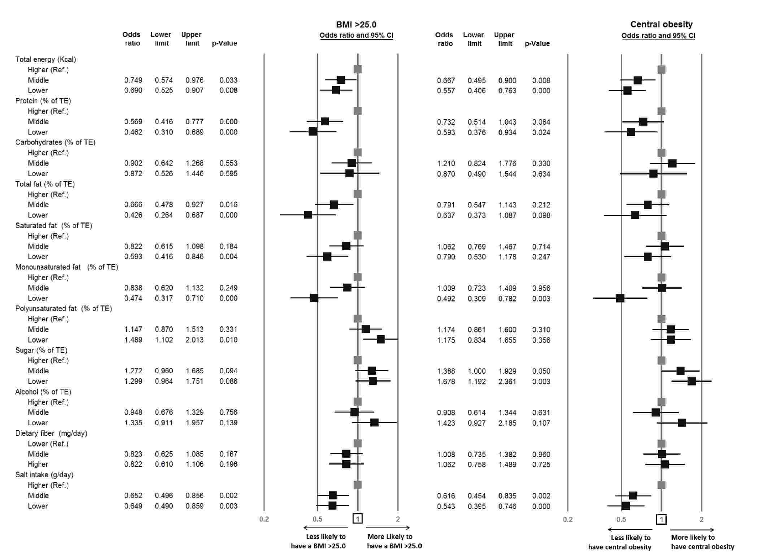| | BMI >25.0 | | | | Central obesity | | | |
|---|---|---|---|---|---|---|---|---|
| | Odds ratio | Lower limit | Upper limit | p-Value | Odds ratio | Lower limit | Upper limit | p-Value |
| Total energy (Kcal) | | | | | | | | |
| Higher (Ref.) | | | | | | | | |
| Middle | 0.749 | 0.574 | 0.976 | 0.033 | 0.667 | 0.495 | 0.900 | 0.008 |
| Lower | 0.690 | 0.525 | 0.907 | 0.008 | 0.557 | 0.406 | 0.763 | 0.000 |
| Protein (% of TE) | | | | | | | | |
| Higher (Ref.) | | | | | | | | |
| Middle | 0.569 | 0.416 | 0.777 | 0.000 | 0.732 | 0.514 | 1.043 | 0.084 |
| Lower | 0.462 | 0.310 | 0.689 | 0.000 | 0.593 | 0.376 | 0.934 | 0.024 |
| Carbohydrates (% of TE) | | | | | | | | |
| Higher (Ref.) | | | | | | | | |
| Middle | 0.902 | 0.642 | 1.268 | 0.553 | 1.210 | 0.824 | 1.776 | 0.330 |
| Lower | 0.872 | 0.526 | 1.446 | 0.595 | 0.870 | 0.490 | 1.544 | 0.634 |
| Total fat (% of TE) | | | | | | | | |
| Higher (Ref.) | | | | | | | | |
| Middle | 0.666 | 0.478 | 0.927 | 0.016 | 0.791 | 0.547 | 1.143 | 0.212 |
| Lower | 0.426 | 0.264 | 0.687 | 0.000 | 0.637 | 0.373 | 1.087 | 0.098 |
| Saturated fat (% of TE) | | | | | | | | |
| Higher (Ref.) | | | | | | | | |
| Middle | 0.822 | 0.615 | 1.098 | 0.184 | 1.062 | 0.769 | 1.467 | 0.714 |
| Lower | 0.593 | 0.416 | 0.846 | 0.004 | 0.790 | 0.530 | 1.178 | 0.247 |
| Monounsaturated fat (% of TE) | | | | | | | | |
| Higher (Ref.) | | | | | | | | |
| Middle | 0.838 | 0.620 | 1.132 | 0.249 | 1.009 | 0.723 | 1.409 | 0.956 |
| Lower | 0.474 | 0.317 | 0.710 | 0.000 | 0.492 | 0.309 | 0.782 | 0.003 |
| Polyunsaturated fat (% of TE) | | | | | | | | |
| Higher (Ref.) | | | | | | | | |
| Middle | 1.147 | 0.870 | 1.513 | 0.331 | 1.174 | 0.861 | 1.600 | 0.310 |
| Lower | 1.489 | 1.102 | 2.013 | 0.010 | 1.175 | 0.834 | 1.655 | 0.356 |
| Sugar (% of TE) | | | | | | | | |
| Higher (Ref.) | | | | | | | | |
| Middle | 1.272 | 0.960 | 1.685 | 0.094 | 1.388 | 1.000 | 1.929 | 0.050 |
| Lower | 1.299 | 0.964 | 1.751 | 0.086 | 1.678 | 1.192 | 2.361 | 0.003 |
| Alcohol (% of TE) | | | | | | | | |
| Higher (Ref.) | | | | | | | | |
| Middle | 0.948 | 0.676 | 1.329 | 0.756 | 0.908 | 0.614 | 1.344 | 0.631 |
| Lower | 1.335 | 0.911 | 1.957 | 0.139 | 1.423 | 0.927 | 2.185 | 0.107 |
| Dietary fiber (mg/day) | | | | | | | | |
| Lower (Ref.) | | | | | | | | |
| Middle | 0.823 | 0.625 | 1.085 | 0.167 | 1.008 | 0.735 | 1.382 | 0.960 |
| Higher | 0.822 | 0.610 | 1.106 | 0.196 | 1.062 | 0.758 | 1.489 | 0.725 |
| Salt intake (g/day) | | | | | | | | |
| Higher (Ref.) | | | | | | | | |
| Middle | 0.652 | 0.496 | 0.856 | 0.002 | 0.616 | 0.454 | 0.835 | 0.002 |
| Lower | 0.649 | 0.490 | 0.859 | 0.003 | 0.543 | 0.395 | 0.746 | 0.000 |

BMI >25.0 — Odds ratio and 95% CI (axis: 0.2, 0.5, 1, 2). ← Less likely to have a BMI >25.0 | More Likely to have a BMI >25.0 →

Central obesity — Odds ratio and 95% CI (axis: 0.2, 0.5, 1, 2). ← Less likely to have central obesity | More likely to have central obesity →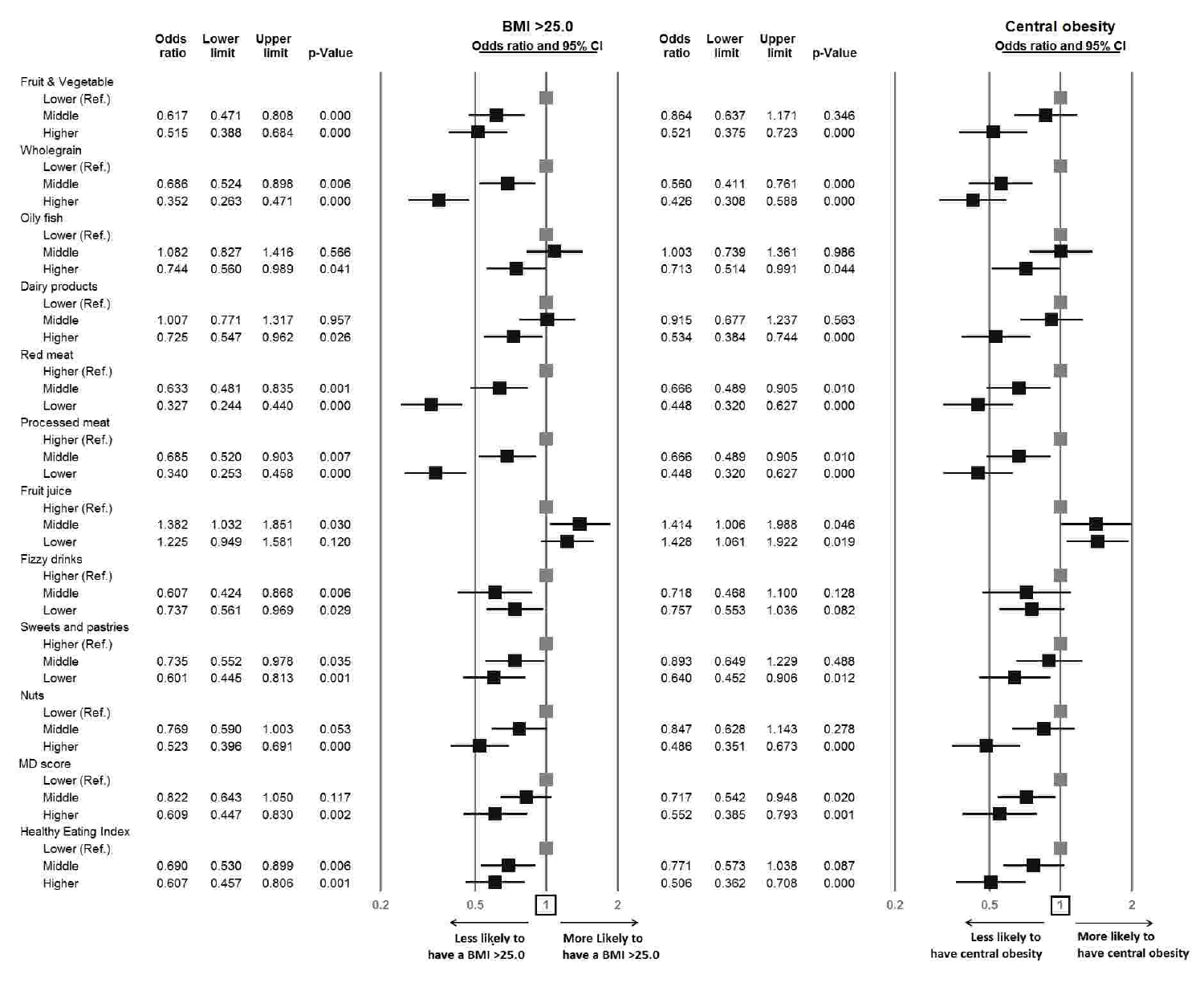| | BMI >25.0 | | | | Central obesity | | | |
|---|---|---|---|---|---|---|---|---|
| | Odds ratio | Lower limit | Upper limit | p-Value | Odds ratio | Lower limit | Upper limit | p-Value |
| **Fruit & Vegetable** | | | | | | | | |
| Lower (Ref.) | | | | | | | | |
| Middle | 0.617 | 0.471 | 0.808 | 0.000 | 0.864 | 0.637 | 1.171 | 0.346 |
| Higher | 0.515 | 0.388 | 0.684 | 0.000 | 0.521 | 0.375 | 0.723 | 0.000 |
| **Wholegrain** | | | | | | | | |
| Lower (Ref.) | | | | | | | | |
| Middle | 0.686 | 0.524 | 0.898 | 0.006 | 0.560 | 0.411 | 0.761 | 0.000 |
| Higher | 0.352 | 0.263 | 0.471 | 0.000 | 0.426 | 0.308 | 0.588 | 0.000 |
| **Oily fish** | | | | | | | | |
| Lower (Ref.) | | | | | | | | |
| Middle | 1.082 | 0.827 | 1.416 | 0.566 | 1.003 | 0.739 | 1.361 | 0.986 |
| Higher | 0.744 | 0.560 | 0.989 | 0.041 | 0.713 | 0.514 | 0.991 | 0.044 |
| **Dairy products** | | | | | | | | |
| Lower (Ref.) | | | | | | | | |
| Middle | 1.007 | 0.771 | 1.317 | 0.957 | 0.915 | 0.677 | 1.237 | 0.563 |
| Higher | 0.725 | 0.547 | 0.962 | 0.026 | 0.534 | 0.384 | 0.744 | 0.000 |
| **Red meat** | | | | | | | | |
| Higher (Ref.) | | | | | | | | |
| Middle | 0.633 | 0.481 | 0.835 | 0.001 | 0.666 | 0.489 | 0.905 | 0.010 |
| Lower | 0.327 | 0.244 | 0.440 | 0.000 | 0.448 | 0.320 | 0.627 | 0.000 |
| **Processed meat** | | | | | | | | |
| Higher (Ref.) | | | | | | | | |
| Middle | 0.685 | 0.520 | 0.903 | 0.007 | 0.666 | 0.489 | 0.905 | 0.010 |
| Lower | 0.340 | 0.253 | 0.458 | 0.000 | 0.448 | 0.320 | 0.627 | 0.000 |
| **Fruit juice** | | | | | | | | |
| Higher (Ref.) | | | | | | | | |
| Middle | 1.382 | 1.032 | 1.851 | 0.030 | 1.414 | 1.006 | 1.988 | 0.046 |
| Lower | 1.225 | 0.949 | 1.581 | 0.120 | 1.428 | 1.061 | 1.922 | 0.019 |
| **Fizzy drinks** | | | | | | | | |
| Higher (Ref.) | | | | | | | | |
| Middle | 0.607 | 0.424 | 0.868 | 0.006 | 0.718 | 0.468 | 1.100 | 0.128 |
| Lower | 0.737 | 0.561 | 0.969 | 0.029 | 0.757 | 0.553 | 1.036 | 0.082 |
| **Sweets and pastries** | | | | | | | | |
| Higher (Ref.) | | | | | | | | |
| Middle | 0.735 | 0.552 | 0.978 | 0.035 | 0.893 | 0.649 | 1.229 | 0.488 |
| Lower | 0.601 | 0.445 | 0.813 | 0.001 | 0.640 | 0.452 | 0.906 | 0.012 |
| **Nuts** | | | | | | | | |
| Lower (Ref.) | | | | | | | | |
| Middle | 0.769 | 0.590 | 1.003 | 0.053 | 0.847 | 0.628 | 1.143 | 0.278 |
| Higher | 0.523 | 0.396 | 0.691 | 0.000 | 0.486 | 0.351 | 0.673 | 0.000 |
| **MD score** | | | | | | | | |
| Lower (Ref.) | | | | | | | | |
| Middle | 0.822 | 0.643 | 1.050 | 0.117 | 0.717 | 0.542 | 0.948 | 0.020 |
| Higher | 0.609 | 0.447 | 0.830 | 0.002 | 0.552 | 0.385 | 0.793 | 0.001 |
| **Healthy Eating Index** | | | | | | | | |
| Lower (Ref.) | | | | | | | | |
| Middle | 0.690 | 0.530 | 0.899 | 0.006 | 0.771 | 0.573 | 1.038 | 0.087 |
| Higher | 0.607 | 0.457 | 0.806 | 0.001 | 0.506 | 0.362 | 0.708 | 0.000 |

BMI >25.0

Odds ratio and 95% CI

0.2 0.5 1 2

Less likely to have a BMI >25.0

More Likely to have a BMI >25.0

Central obesity

Odds ratio and 95% CI

0.2 0.5 1 2

Less likely to have central obesity

More likely to have central obesity